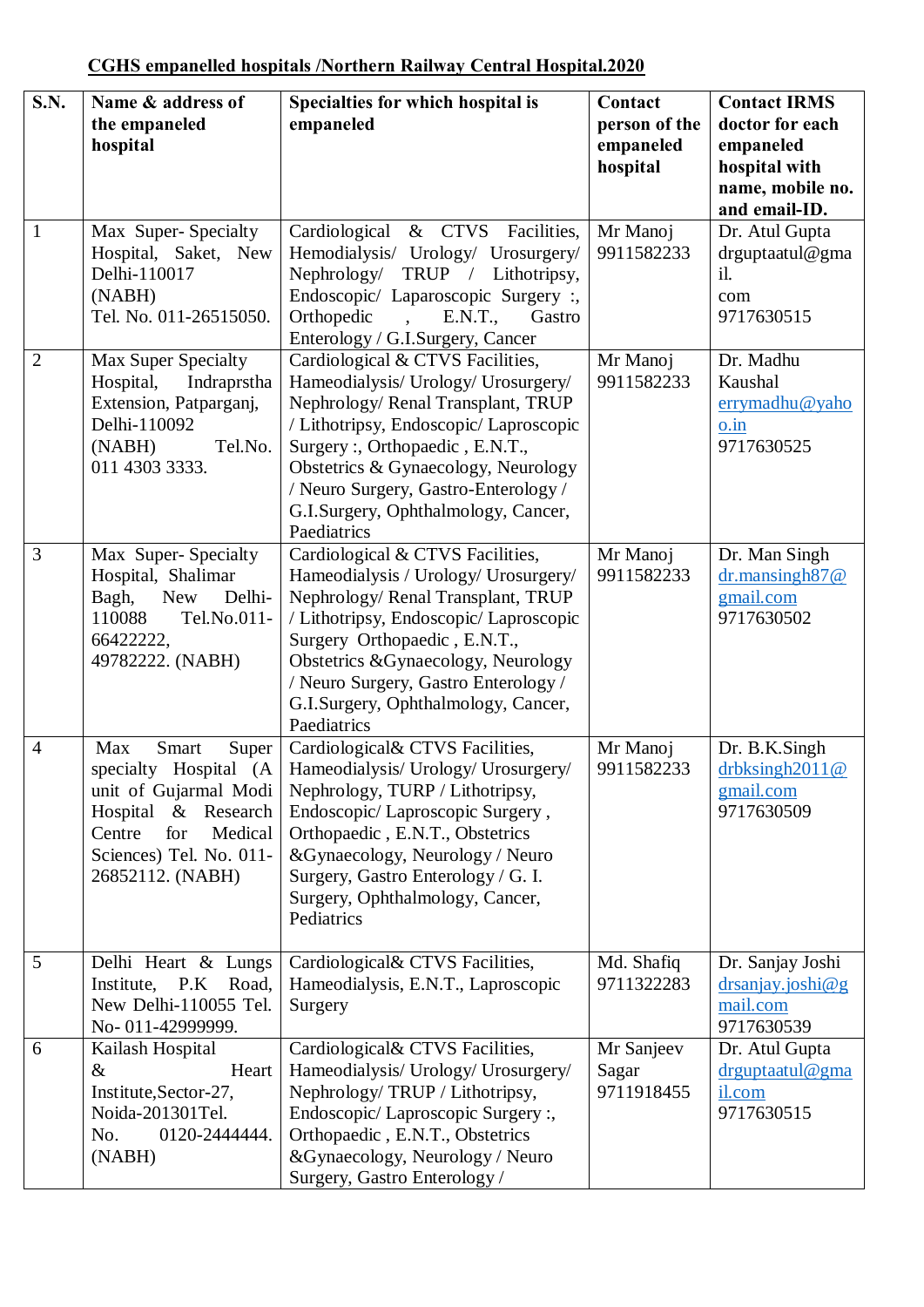**CGHS empanelled hospitals /Northern Railway Central Hospital.2020**

| S.N. | Name & address of the empaneled hospital | Specialties for which hospital is empaneled | Contact person of the empaneled hospital | Contact IRMS doctor for each empaneled hospital with name, mobile no. and email-ID. |
|---|---|---|---|---|
| 1 | Max Super- Specialty Hospital, Saket, New Delhi-110017 (NABH) Tel. No. 011-26515050. | Cardiological & CTVS Facilities, Hemodialysis/ Urology/ Urosurgery/ Nephrology/ TRUP / Lithotripsy, Endoscopic/ Laparoscopic Surgery :, Orthopedic , E.N.T., Gastro Enterology / G.I.Surgery, Cancer | Mr Manoj 9911582233 | Dr. Atul Gupta drguptaatul@gmail.com 9717630515 |
| 2 | Max Super Specialty Hospital, Indraprstha Extension, Patparganj, Delhi-110092 (NABH) Tel.No. 011 4303 3333. | Cardiological & CTVS Facilities, Hameodialysis/ Urology/ Urosurgery/ Nephrology/ Renal Transplant, TRUP / Lithotripsy, Endoscopic/ Laproscopic Surgery :, Orthopaedic , E.N.T., Obstetrics & Gynaecology, Neurology / Neuro Surgery, Gastro-Enterology / G.I.Surgery, Ophthalmology, Cancer, Paediatrics | Mr Manoj 9911582233 | Dr. Madhu Kaushal errymadhu@yahoo.in 9717630525 |
| 3 | Max Super- Specialty Hospital, Shalimar Bagh, New Delhi-110088 Tel.No.011-66422222, 49782222. (NABH) | Cardiological & CTVS Facilities, Hameodialysis / Urology/ Urosurgery/ Nephrology/ Renal Transplant, TRUP / Lithotripsy, Endoscopic/ Laproscopic Surgery Orthopaedic , E.N.T., Obstetrics &Gynaecology, Neurology / Neuro Surgery, Gastro Enterology / G.I.Surgery, Ophthalmology, Cancer, Paediatrics | Mr Manoj 9911582233 | Dr. Man Singh dr.mansingh87@gmail.com 9717630502 |
| 4 | Max Smart Super specialty Hospital (A unit of Gujarmal Modi Hospital & Research Centre for Medical Sciences) Tel. No. 011-26852112. (NABH) | Cardiological& CTVS Facilities, Hameodialysis/ Urology/ Urosurgery/ Nephrology, TURP / Lithotripsy, Endoscopic/ Laproscopic Surgery , Orthopaedic , E.N.T., Obstetrics &Gynaecology, Neurology / Neuro Surgery, Gastro Enterology / G. I. Surgery, Ophthalmology, Cancer, Pediatrics | Mr Manoj 9911582233 | Dr. B.K.Singh drbksingh2011@gmail.com 9717630509 |
| 5 | Delhi Heart & Lungs Institute, P.K Road, New Delhi-110055 Tel. No- 011-42999999. | Cardiological& CTVS Facilities, Hameodialysis, E.N.T., Laproscopic Surgery | Md. Shafiq 9711322283 | Dr. Sanjay Joshi drsanjay.joshi@gmail.com 9717630539 |
| 6 | Kailash Hospital & Heart Institute,Sector-27, Noida-201301Tel. No. 0120-2444444. (NABH) | Cardiological& CTVS Facilities, Hameodialysis/ Urology/ Urosurgery/ Nephrology/ TRUP / Lithotripsy, Endoscopic/ Laproscopic Surgery :, Orthopaedic , E.N.T., Obstetrics &Gynaecology, Neurology / Neuro Surgery, Gastro Enterology / | Mr Sanjeev Sagar 9711918455 | Dr. Atul Gupta drguptaatul@gmail.com 9717630515 |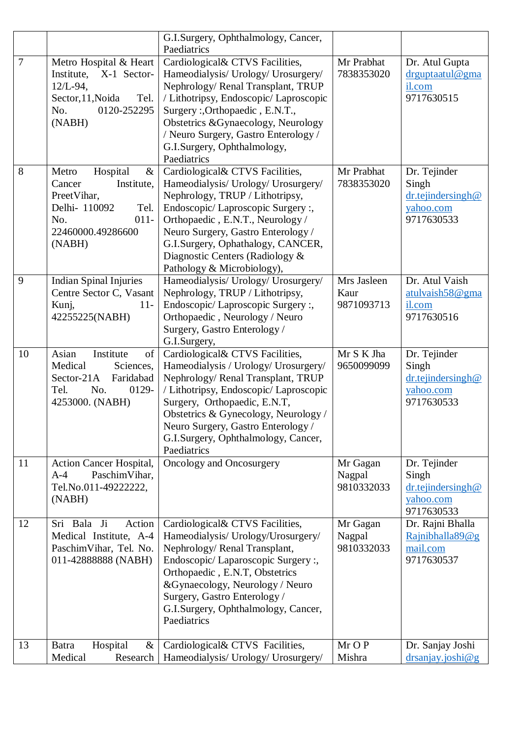| | | | | |
|---|---|---|---|---|
| | | G.I.Surgery, Ophthalmology, Cancer, Paediatrics | | |
| 7 | Metro Hospital & Heart Institute, X-1 Sector-12/L-94, Sector,11,Noida Tel. No. 0120-252295 (NABH) | Cardiological& CTVS Facilities, Hameodialysis/ Urology/ Urosurgery/ Nephrology/ Renal Transplant, TRUP / Lithotripsy, Endoscopic/ Laproscopic Surgery :,Orthopaedic , E.N.T., Obstetrics &Gynaecology, Neurology / Neuro Surgery, Gastro Enterology / G.I.Surgery, Ophthalmology, Paediatrics | Mr Prabhat 7838353020 | Dr. Atul Gupta drguptaatul@gmail.com 9717630515 |
| 8 | Metro Hospital & Cancer Institute, PreetVihar, Delhi- 110092 Tel. No. 011-22460000.49286600 (NABH) | Cardiological& CTVS Facilities, Hameodialysis/ Urology/ Urosurgery/ Nephrology, TRUP / Lithotripsy, Endoscopic/ Laproscopic Surgery :, Orthopaedic , E.N.T., Neurology / Neuro Surgery, Gastro Enterology / G.I.Surgery, Ophathalogy, CANCER, Diagnostic Centers (Radiology & Pathology & Microbiology), | Mr Prabhat 7838353020 | Dr. Tejinder Singh dr.tejindersingh@yahoo.com 9717630533 |
| 9 | Indian Spinal Injuries Centre Sector C, Vasant Kunj, 11-42255225(NABH) | Hameodialysis/ Urology/ Urosurgery/ Nephrology, TRUP / Lithotripsy, Endoscopic/ Laproscopic Surgery :, Orthopaedic , Neurology / Neuro Surgery, Gastro Enterology / G.I.Surgery, | Mrs Jasleen Kaur 9871093713 | Dr. Atul Vaish atulvaish58@gmail.com 9717630516 |
| 10 | Asian Institute of Medical Sciences, Sector-21A Faridabad Tel. No. 0129-4253000. (NABH) | Cardiological& CTVS Facilities, Hameodialysis / Urology/ Urosurgery/ Nephrology/ Renal Transplant, TRUP / Lithotripsy, Endoscopic/ Laproscopic Surgery, Orthopaedic, E.N.T, Obstetrics & Gynecology, Neurology / Neuro Surgery, Gastro Enterology / G.I.Surgery, Ophthalmology, Cancer, Paediatrics | Mr S K Jha 9650099099 | Dr. Tejinder Singh dr.tejindersingh@yahoo.com 9717630533 |
| 11 | Action Cancer Hospital, A-4 PaschimVihar, Tel.No.011-49222222, (NABH) | Oncology and Oncosurgery | Mr Gagan Nagpal 9810332033 | Dr. Tejinder Singh dr.tejindersingh@yahoo.com 9717630533 |
| 12 | Sri Bala Ji Action Medical Institute, A-4 PaschimVihar, Tel. No. 011-42888888 (NABH) | Cardiological& CTVS Facilities, Hameodialysis/ Urology/Urosurgery/ Nephrology/ Renal Transplant, Endoscopic/ Laparoscopic Surgery :, Orthopaedic , E.N.T, Obstetrics &Gynaecology, Neurology / Neuro Surgery, Gastro Enterology / G.I.Surgery, Ophthalmology, Cancer, Paediatrics | Mr Gagan Nagpal 9810332033 | Dr. Rajni Bhalla Rajnibhalla89@gmail.com 9717630537 |
| 13 | Batra Hospital & Medical Research | Cardiological& CTVS Facilities, Hameodialysis/ Urology/ Urosurgery/ | Mr O P Mishra | Dr. Sanjay Joshi drsanjay.joshi@g |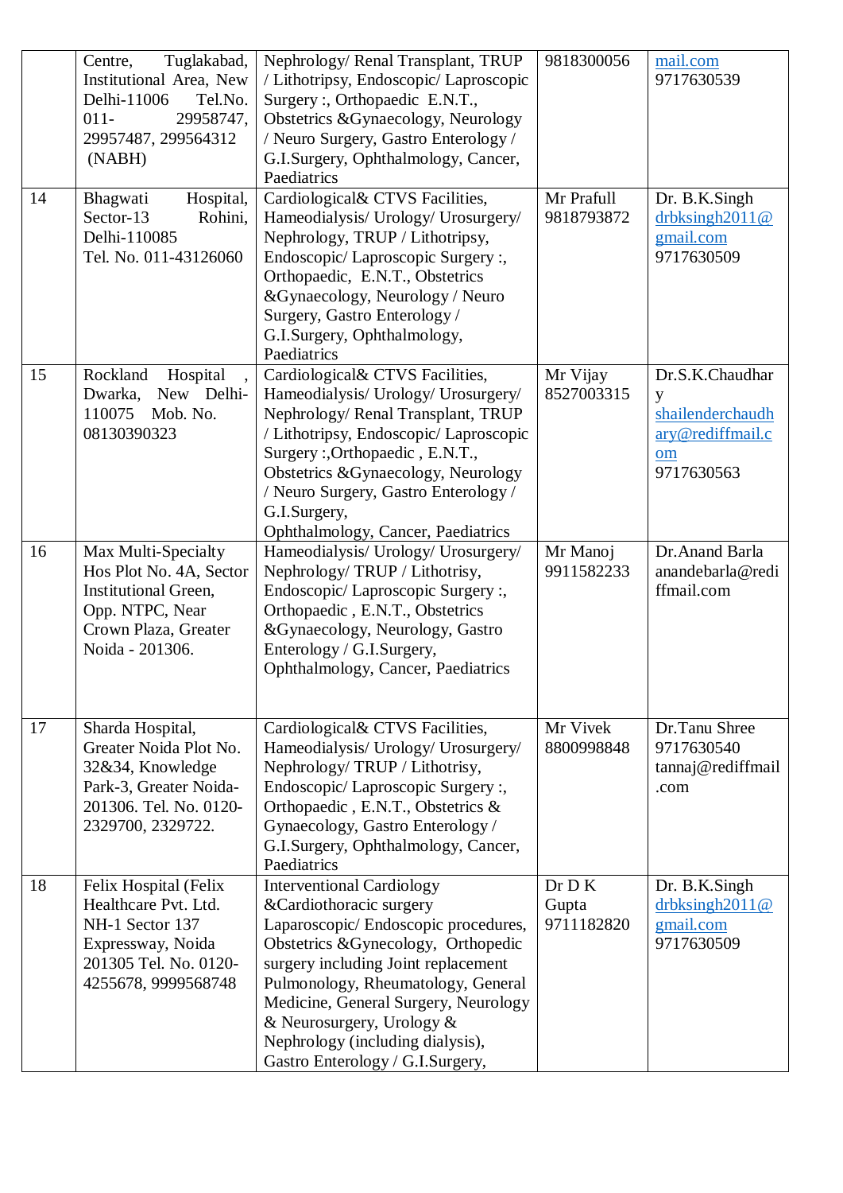| | | | | |
|---|---|---|---|---|
| | Centre, Tuglakabad, Institutional Area, New Delhi-11006 Tel.No. 011- 29958747, 29957487, 299564312 (NABH) | Nephrology/ Renal Transplant, TRUP / Lithotripsy, Endoscopic/ Laproscopic Surgery :, Orthopaedic E.N.T., Obstetrics &Gynaecology, Neurology / Neuro Surgery, Gastro Enterology / G.I.Surgery, Ophthalmology, Cancer, Paediatrics | 9818300056 | mail.com 9717630539 |
| 14 | Bhagwati Hospital, Sector-13 Rohini, Delhi-110085 Tel. No. 011-43126060 | Cardiological& CTVS Facilities, Hameodialysis/ Urology/ Urosurgery/ Nephrology, TRUP / Lithotripsy, Endoscopic/ Laproscopic Surgery :, Orthopaedic, E.N.T., Obstetrics &Gynaecology, Neurology / Neuro Surgery, Gastro Enterology / G.I.Surgery, Ophthalmology, Paediatrics | Mr Prafull 9818793872 | Dr. B.K.Singh drbksingh2011@gmail.com 9717630509 |
| 15 | Rockland Hospital , Dwarka, New Delhi-110075 Mob. No. 08130390323 | Cardiological& CTVS Facilities, Hameodialysis/ Urology/ Urosurgery/ Nephrology/ Renal Transplant, TRUP / Lithotripsy, Endoscopic/ Laproscopic Surgery :,Orthopaedic , E.N.T., Obstetrics &Gynaecology, Neurology / Neuro Surgery, Gastro Enterology / G.I.Surgery, Ophthalmology, Cancer, Paediatrics | Mr Vijay 8527003315 | Dr.S.K.Chaudhary shailenderchaudhary@rediffmail.com 9717630563 |
| 16 | Max Multi-Specialty Hos Plot No. 4A, Sector Institutional Green, Opp. NTPC, Near Crown Plaza, Greater Noida - 201306. | Hameodialysis/ Urology/ Urosurgery/ Nephrology/ TRUP / Lithotrisy, Endoscopic/ Laproscopic Surgery :, Orthopaedic , E.N.T., Obstetrics &Gynaecology, Neurology, Gastro Enterology / G.I.Surgery, Ophthalmology, Cancer, Paediatrics | Mr Manoj 9911582233 | Dr.Anand Barla anandebarla@rediffmail.com |
| 17 | Sharda Hospital, Greater Noida Plot No. 32&34, Knowledge Park-3, Greater Noida-201306. Tel. No. 0120-2329700, 2329722. | Cardiological& CTVS Facilities, Hameodialysis/ Urology/ Urosurgery/ Nephrology/ TRUP / Lithotrisy, Endoscopic/ Laproscopic Surgery :, Orthopaedic , E.N.T., Obstetrics & Gynaecology, Gastro Enterology / G.I.Surgery, Ophthalmology, Cancer, Paediatrics | Mr Vivek 8800998848 | Dr.Tanu Shree 9717630540 tannaj@rediffmail.com |
| 18 | Felix Hospital (Felix Healthcare Pvt. Ltd. NH-1 Sector 137 Expressway, Noida 201305 Tel. No. 0120-4255678, 9999568748 | Interventional Cardiology &Cardiothoracic surgery Laparoscopic/ Endoscopic procedures, Obstetrics &Gynecology, Orthopedic surgery including Joint replacement Pulmonology, Rheumatology, General Medicine, General Surgery, Neurology & Neurosurgery, Urology & Nephrology (including dialysis), Gastro Enterology / G.I.Surgery, | Dr D K Gupta 9711182820 | Dr. B.K.Singh drbksingh2011@gmail.com 9717630509 |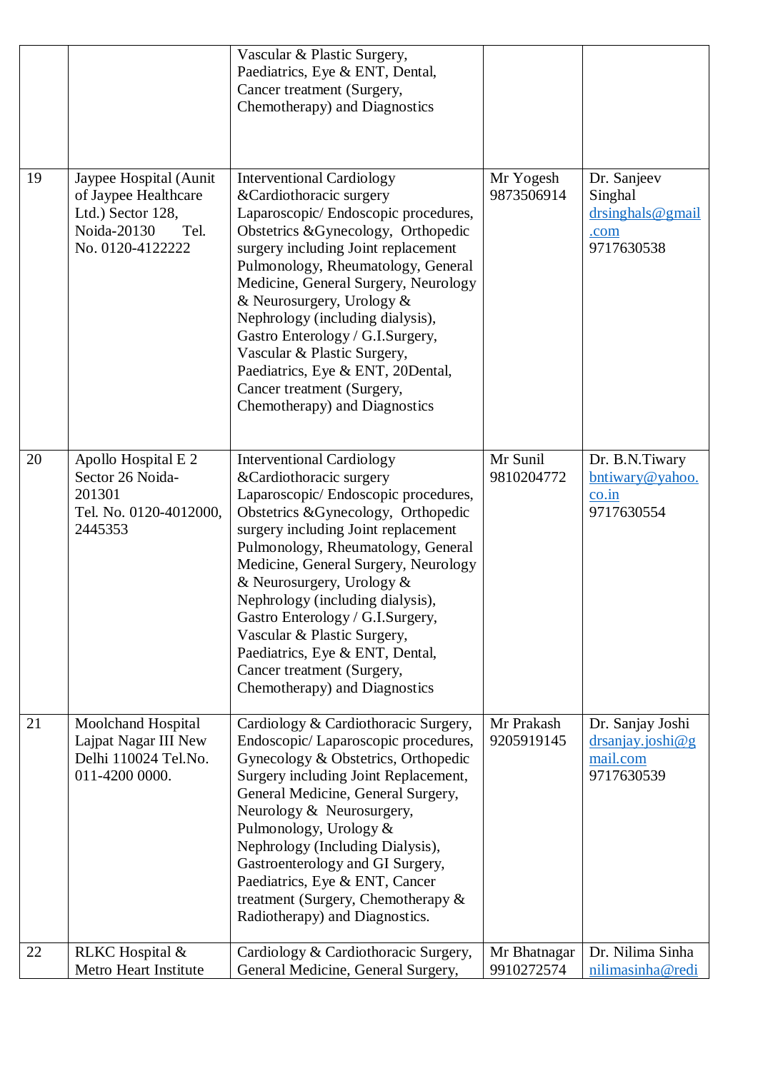| | | | | |
|---|---|---|---|---|
| | | Vascular & Plastic Surgery, Paediatrics, Eye & ENT, Dental, Cancer treatment (Surgery, Chemotherapy) and Diagnostics | | |
| 19 | Jaypee Hospital (Aunit of Jaypee Healthcare Ltd.) Sector 128, Noida-20130 Tel. No. 0120-4122222 | Interventional Cardiology &Cardiothoracic surgery Laparoscopic/ Endoscopic procedures, Obstetrics &Gynecology, Orthopedic surgery including Joint replacement Pulmonology, Rheumatology, General Medicine, General Surgery, Neurology & Neurosurgery, Urology & Nephrology (including dialysis), Gastro Enterology / G.I.Surgery, Vascular & Plastic Surgery, Paediatrics, Eye & ENT, 20Dental, Cancer treatment (Surgery, Chemotherapy) and Diagnostics | Mr Yogesh 9873506914 | Dr. Sanjeev Singhal drsinghals@gmail.com 9717630538 |
| 20 | Apollo Hospital E 2 Sector 26 Noida-201301 Tel. No. 0120-4012000, 2445353 | Interventional Cardiology &Cardiothoracic surgery Laparoscopic/ Endoscopic procedures, Obstetrics &Gynecology, Orthopedic surgery including Joint replacement Pulmonology, Rheumatology, General Medicine, General Surgery, Neurology & Neurosurgery, Urology & Nephrology (including dialysis), Gastro Enterology / G.I.Surgery, Vascular & Plastic Surgery, Paediatrics, Eye & ENT, Dental, Cancer treatment (Surgery, Chemotherapy) and Diagnostics | Mr Sunil 9810204772 | Dr. B.N.Tiwary bntiwary@yahoo.co.in 9717630554 |
| 21 | Moolchand Hospital Lajpat Nagar III New Delhi 110024 Tel.No. 011-4200 0000. | Cardiology & Cardiothoracic Surgery, Endoscopic/ Laparoscopic procedures, Gynecology & Obstetrics, Orthopedic Surgery including Joint Replacement, General Medicine, General Surgery, Neurology & Neurosurgery, Pulmonology, Urology & Nephrology (Including Dialysis), Gastroenterology and GI Surgery, Paediatrics, Eye & ENT, Cancer treatment (Surgery, Chemotherapy & Radiotherapy) and Diagnostics. | Mr Prakash 9205919145 | Dr. Sanjay Joshi drsanjay.joshi@gmail.com 9717630539 |
| 22 | RLKC Hospital & Metro Heart Institute | Cardiology & Cardiothoracic Surgery, General Medicine, General Surgery, | Mr Bhatnagar 9910272574 | Dr. Nilima Sinha nilimasinha@redi |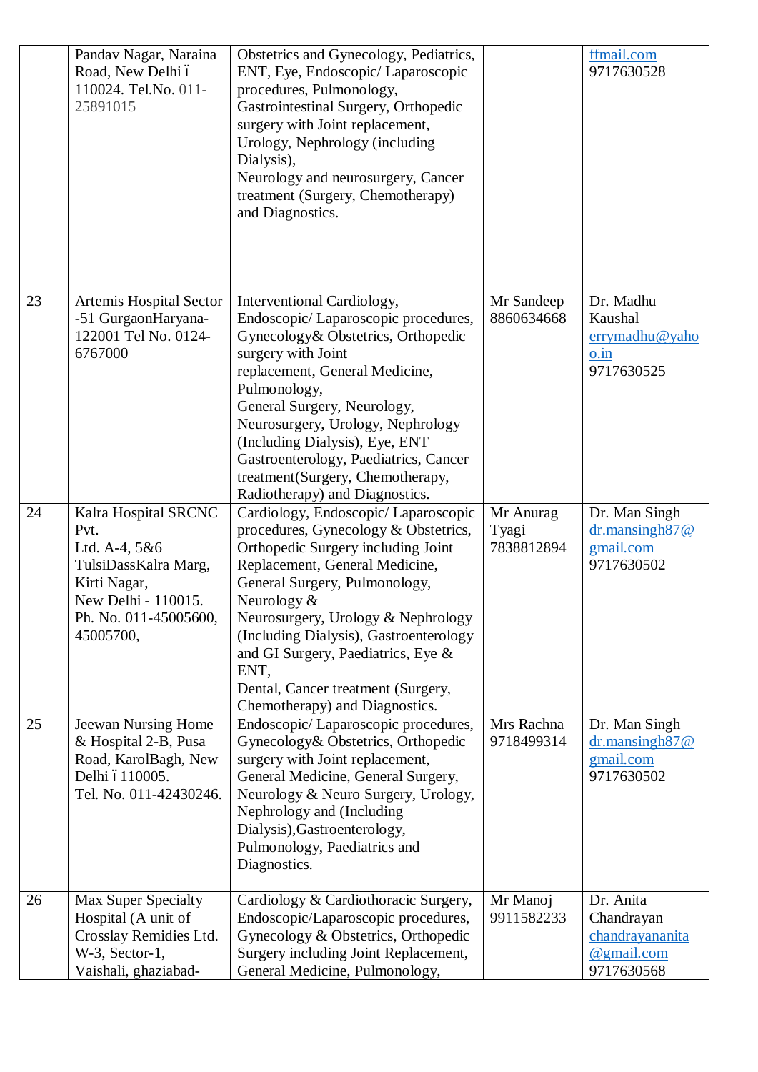|  |  |  |  |  |
|---|---|---|---|---|
|  | Pandav Nagar, Naraina Road, New Delhi ó 110024. Tel.No. 011-25891015 | Obstetrics and Gynecology, Pediatrics, ENT, Eye, Endoscopic/ Laparoscopic procedures, Pulmonology, Gastrointestinal Surgery, Orthopedic surgery with Joint replacement, Urology, Nephrology (including Dialysis), Neurology and neurosurgery, Cancer treatment (Surgery, Chemotherapy) and Diagnostics. |  | ffmail.com 9717630528 |
| 23 | Artemis Hospital Sector -51 GurgaonHaryana-122001 Tel No. 0124-6767000 | Interventional Cardiology, Endoscopic/ Laparoscopic procedures, Gynecology& Obstetrics, Orthopedic surgery with Joint replacement, General Medicine, Pulmonology, General Surgery, Neurology, Neurosurgery, Urology, Nephrology (Including Dialysis), Eye, ENT Gastroenterology, Paediatrics, Cancer treatment(Surgery, Chemotherapy, Radiotherapy) and Diagnostics. | Mr Sandeep 8860634668 | Dr. Madhu Kaushal errymadhu@yahoo.in 9717630525 |
| 24 | Kalra Hospital SRCNC Pvt. Ltd. A-4, 5&6 TulsiDassKalra Marg, Kirti Nagar, New Delhi - 110015. Ph. No. 011-45005600, 45005700, | Cardiology, Endoscopic/ Laparoscopic procedures, Gynecology & Obstetrics, Orthopedic Surgery including Joint Replacement, General Medicine, General Surgery, Pulmonology, Neurology & Neurosurgery, Urology & Nephrology (Including Dialysis), Gastroenterology and GI Surgery, Paediatrics, Eye & ENT, Dental, Cancer treatment (Surgery, Chemotherapy) and Diagnostics. | Mr Anurag Tyagi 7838812894 | Dr. Man Singh dr.mansingh87@gmail.com 9717630502 |
| 25 | Jeewan Nursing Home & Hospital 2-B, Pusa Road, KarolBagh, New Delhi ó 110005. Tel. No. 011-42430246. | Endoscopic/ Laparoscopic procedures, Gynecology& Obstetrics, Orthopedic surgery with Joint replacement, General Medicine, General Surgery, Neurology & Neuro Surgery, Urology, Nephrology and (Including Dialysis),Gastroenterology, Pulmonology, Paediatrics and Diagnostics. | Mrs Rachna 9718499314 | Dr. Man Singh dr.mansingh87@gmail.com 9717630502 |
| 26 | Max Super Specialty Hospital (A unit of Crosslay Remidies Ltd. W-3, Sector-1, Vaishali, ghaziabad- | Cardiology & Cardiothoracic Surgery, Endoscopic/Laparoscopic procedures, Gynecology & Obstetrics, Orthopedic Surgery including Joint Replacement, General Medicine, Pulmonology, | Mr Manoj 9911582233 | Dr. Anita Chandrayan chandrayananita@gmail.com 9717630568 |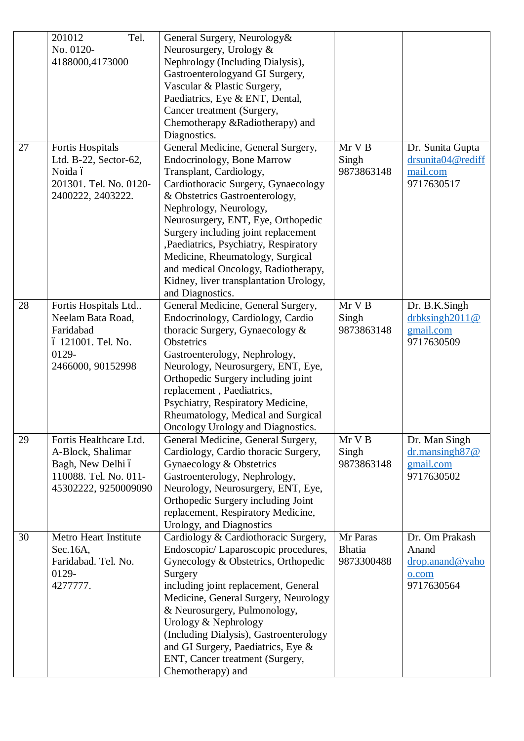|  |  |  |  |  |
|---|---|---|---|---|
|  | 201012 Tel. No. 0120- 4188000,4173000 | General Surgery, Neurology& Neurosurgery, Urology & Nephrology (Including Dialysis), Gastroenterologyand GI Surgery, Vascular & Plastic Surgery, Paediatrics, Eye & ENT, Dental, Cancer treatment (Surgery, Chemotherapy &Radiotherapy) and Diagnostics. |  |  |
| 27 | Fortis Hospitals Ltd. B-22, Sector-62, Noida ó 201301. Tel. No. 0120-2400222, 2403222. | General Medicine, General Surgery, Endocrinology, Bone Marrow Transplant, Cardiology, Cardiothoracic Surgery, Gynaecology & Obstetrics Gastroenterology, Nephrology, Neurology, Neurosurgery, ENT, Eye, Orthopedic Surgery including joint replacement ,Paediatrics, Psychiatry, Respiratory Medicine, Rheumatology, Surgical and medical Oncology, Radiotherapy, Kidney, liver transplantation Urology, and Diagnostics. | Mr V B Singh 9873863148 | Dr. Sunita Gupta drsunita04@rediffmail.com 9717630517 |
| 28 | Fortis Hospitals Ltd.. Neelam Bata Road, Faridabad ó 121001. Tel. No. 0129- 2466000, 90152998 | General Medicine, General Surgery, Endocrinology, Cardiology, Cardio thoracic Surgery, Gynaecology & Obstetrics Gastroenterology, Nephrology, Neurology, Neurosurgery, ENT, Eye, Orthopedic Surgery including joint replacement , Paediatrics, Psychiatry, Respiratory Medicine, Rheumatology, Medical and Surgical Oncology Urology and Diagnostics. | Mr V B Singh 9873863148 | Dr. B.K.Singh drbksingh2011@gmail.com 9717630509 |
| 29 | Fortis Healthcare Ltd. A-Block, Shalimar Bagh, New Delhi ó 110088. Tel. No. 011-45302222, 9250009090 | General Medicine, General Surgery, Cardiology, Cardio thoracic Surgery, Gynaecology & Obstetrics Gastroenterology, Nephrology, Neurology, Neurosurgery, ENT, Eye, Orthopedic Surgery including Joint replacement, Respiratory Medicine, Urology, and Diagnostics | Mr V B Singh 9873863148 | Dr. Man Singh dr.mansingh87@gmail.com 9717630502 |
| 30 | Metro Heart Institute Sec.16A, Faridabad. Tel. No. 0129- 4277777. | Cardiology & Cardiothoracic Surgery, Endoscopic/ Laparoscopic procedures, Gynecology & Obstetrics, Orthopedic Surgery including joint replacement, General Medicine, General Surgery, Neurology & Neurosurgery, Pulmonology, Urology & Nephrology (Including Dialysis), Gastroenterology and GI Surgery, Paediatrics, Eye & ENT, Cancer treatment (Surgery, Chemotherapy) and | Mr Paras Bhatia 9873300488 | Dr. Om Prakash Anand drop.anand@yahoo.com 9717630564 |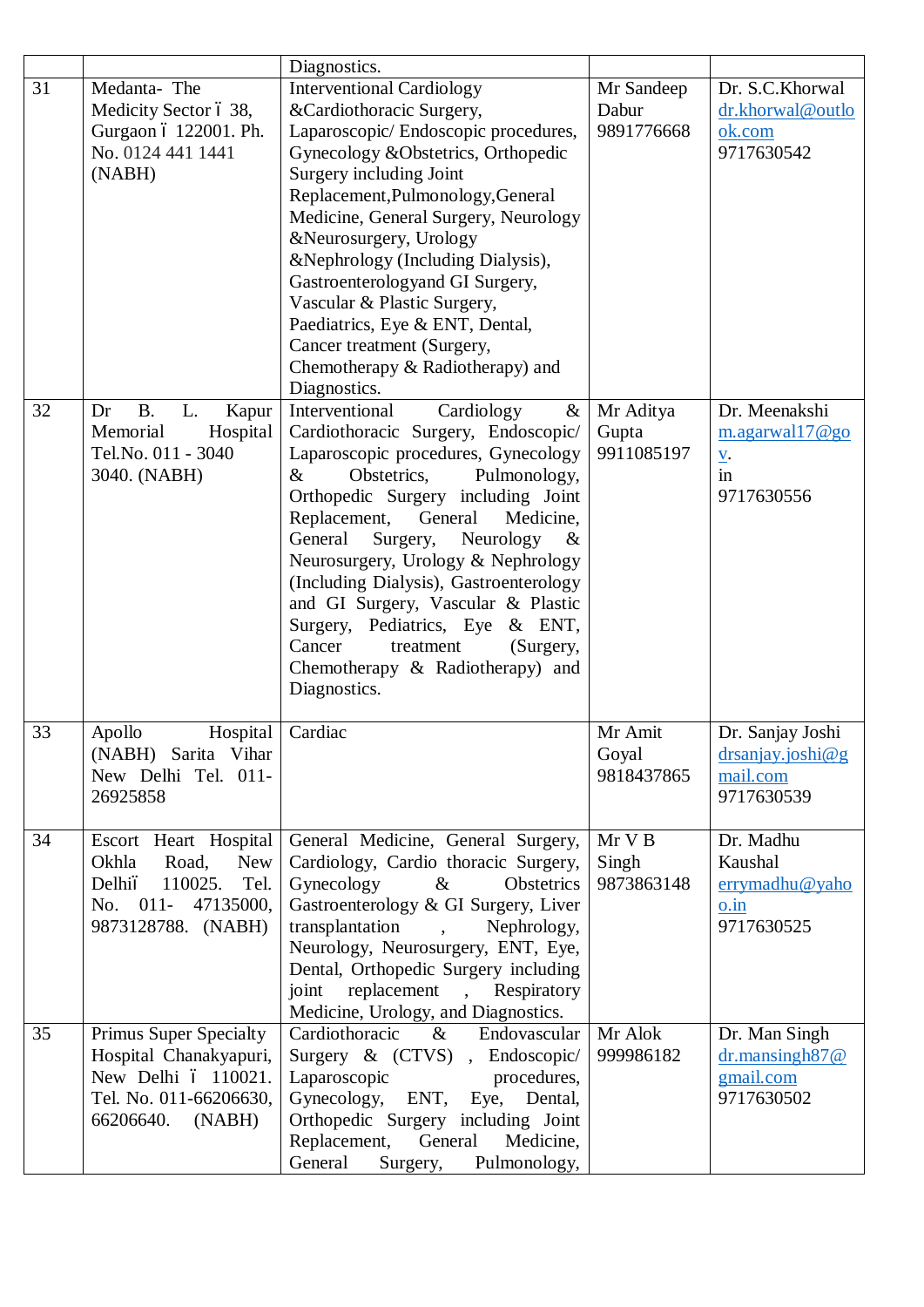|  |  | Diagnostics. |  |  |
|---|---|---|---|---|
| 31 | Medanta- The Medicity Sector ï 38, Gurgaon ï 122001. Ph. No. 0124 441 1441 (NABH) | Interventional Cardiology &Cardiothoracic Surgery, Laparoscopic/ Endoscopic procedures, Gynecology &Obstetrics, Orthopedic Surgery including Joint Replacement,Pulmonology,General Medicine, General Surgery, Neurology &Neurosurgery, Urology &Nephrology (Including Dialysis), Gastroenterologyand GI Surgery, Vascular & Plastic Surgery, Paediatrics, Eye & ENT, Dental, Cancer treatment (Surgery, Chemotherapy & Radiotherapy) and Diagnostics. | Mr Sandeep Dabur 9891776668 | Dr. S.C.Khorwal dr.khorwal@outlook.com 9717630542 |
| 32 | Dr B. L. Kapur Memorial Hospital Tel.No. 011 - 3040 3040. (NABH) | Interventional Cardiology & Cardiothoracic Surgery, Endoscopic/ Laparoscopic procedures, Gynecology & Obstetrics, Pulmonology, Orthopedic Surgery including Joint Replacement, General Medicine, General Surgery, Neurology & Neurosurgery, Urology & Nephrology (Including Dialysis), Gastroenterology and GI Surgery, Vascular & Plastic Surgery, Pediatrics, Eye & ENT, Cancer treatment (Surgery, Chemotherapy & Radiotherapy) and Diagnostics. | Mr Aditya Gupta 9911085197 | Dr. Meenakshi m.agarwal17@gov. in 9717630556 |
| 33 | Apollo Hospital (NABH) Sarita Vihar New Delhi Tel. 011-26925858 | Cardiac | Mr Amit Goyal 9818437865 | Dr. Sanjay Joshi drsanjay.joshi@gmail.com 9717630539 |
| 34 | Escort Heart Hospital Okhla Road, New Delhiï 110025. Tel. No. 011- 47135000, 9873128788. (NABH) | General Medicine, General Surgery, Cardiology, Cardio thoracic Surgery, Gynecology & Obstetrics Gastroenterology & GI Surgery, Liver transplantation , Nephrology, Neurology, Neurosurgery, ENT, Eye, Dental, Orthopedic Surgery including joint replacement , Respiratory Medicine, Urology, and Diagnostics. | Mr V B Singh 9873863148 | Dr. Madhu Kaushal errymadhu@yahoo.in 9717630525 |
| 35 | Primus Super Specialty Hospital Chanakyapuri, New Delhi ï 110021. Tel. No. 011-66206630, 66206640. (NABH) | Cardiothoracic & Endovascular Surgery & (CTVS) , Endoscopic/ Laparoscopic procedures, Gynecology, ENT, Eye, Dental, Orthopedic Surgery including Joint Replacement, General Medicine, General Surgery, Pulmonology, | Mr Alok 999986182 | Dr. Man Singh dr.mansingh87@gmail.com 9717630502 |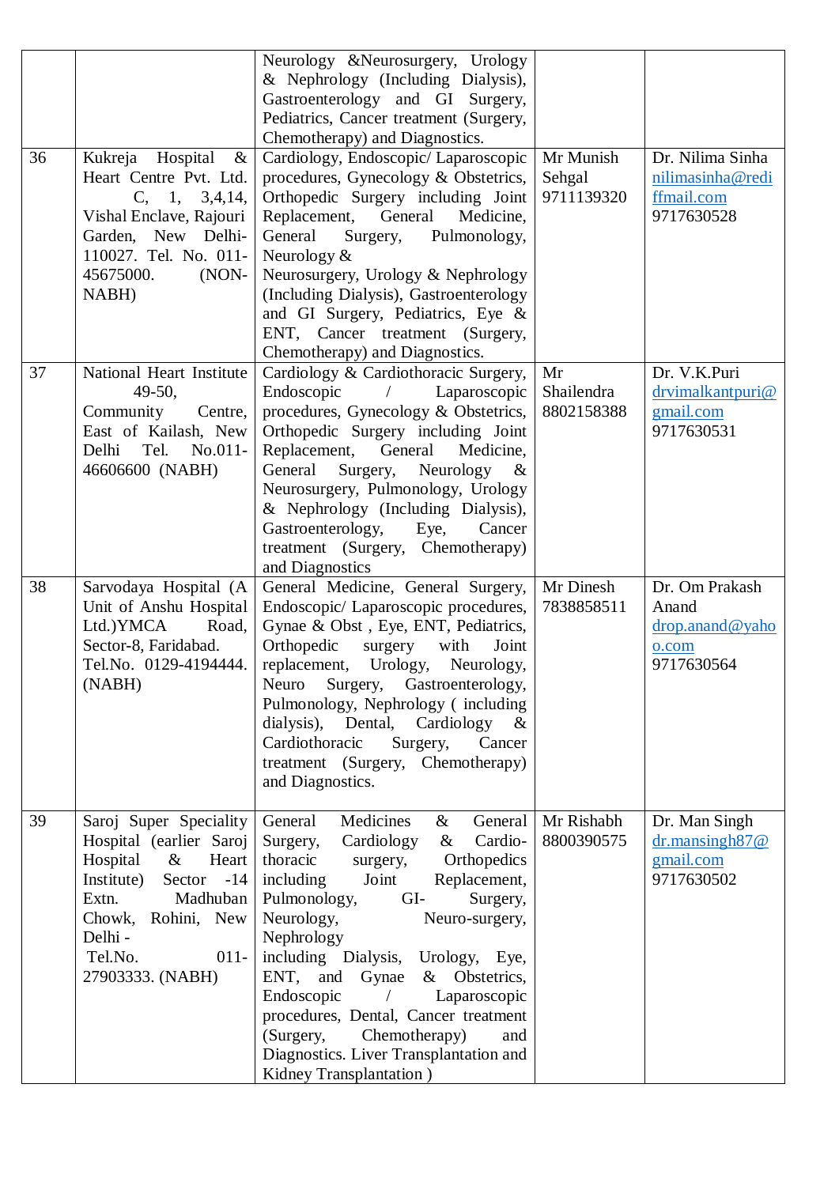| | | | | |
|---|---|---|---|---|
| | | Neurology &Neurosurgery, Urology & Nephrology (Including Dialysis), Gastroenterology and GI Surgery, Pediatrics, Cancer treatment (Surgery, Chemotherapy) and Diagnostics. | | |
| 36 | Kukreja Hospital & Heart Centre Pvt. Ltd. C, 1, 3,4,14, Vishal Enclave, Rajouri Garden, New Delhi-110027. Tel. No. 011-45675000. (NON-NABH) | Cardiology, Endoscopic/ Laparoscopic procedures, Gynecology & Obstetrics, Orthopedic Surgery including Joint Replacement, General Medicine, General Surgery, Pulmonology, Neurology & Neurosurgery, Urology & Nephrology (Including Dialysis), Gastroenterology and GI Surgery, Pediatrics, Eye & ENT, Cancer treatment (Surgery, Chemotherapy) and Diagnostics. | Mr Munish Sehgal 9711139320 | Dr. Nilima Sinha nilimasinha@rediffmail.com 9717630528 |
| 37 | National Heart Institute 49-50, Community Centre, East of Kailash, New Delhi Tel. No.011-46606600 (NABH) | Cardiology & Cardiothoracic Surgery, Endoscopic / Laparoscopic procedures, Gynecology & Obstetrics, Orthopedic Surgery including Joint Replacement, General Medicine, General Surgery, Neurology & Neurosurgery, Pulmonology, Urology & Nephrology (Including Dialysis), Gastroenterology, Eye, Cancer treatment (Surgery, Chemotherapy) and Diagnostics | Mr Shailendra 8802158388 | Dr. V.K.Puri drvimalkantpuri@gmail.com 9717630531 |
| 38 | Sarvodaya Hospital (A Unit of Anshu Hospital Ltd.)YMCA Road, Sector-8, Faridabad. Tel.No. 0129-4194444. (NABH) | General Medicine, General Surgery, Endoscopic/ Laparoscopic procedures, Gynae & Obst , Eye, ENT, Pediatrics, Orthopedic surgery with Joint replacement, Urology, Neurology, Neuro Surgery, Gastroenterology, Pulmonology, Nephrology ( including dialysis), Dental, Cardiology & Cardiothoracic Surgery, Cancer treatment (Surgery, Chemotherapy) and Diagnostics. | Mr Dinesh 7838858511 | Dr. Om Prakash Anand drop.anand@yahoo.com 9717630564 |
| 39 | Saroj Super Speciality Hospital (earlier Saroj Hospital & Heart Institute) Sector -14 Extn. Madhuban Chowk, Rohini, New Delhi - Tel.No. 011-27903333. (NABH) | General Medicines & General Surgery, Cardiology & Cardio-thoracic surgery, Orthopedics including Joint Replacement, Pulmonology, GI- Surgery, Neurology, Neuro-surgery, Nephrology including Dialysis, Urology, Eye, ENT, and Gynae & Obstetrics, Endoscopic / Laparoscopic procedures, Dental, Cancer treatment (Surgery, Chemotherapy) and Diagnostics. Liver Transplantation and Kidney Transplantation ) | Mr Rishabh 8800390575 | Dr. Man Singh dr.mansingh87@gmail.com 9717630502 |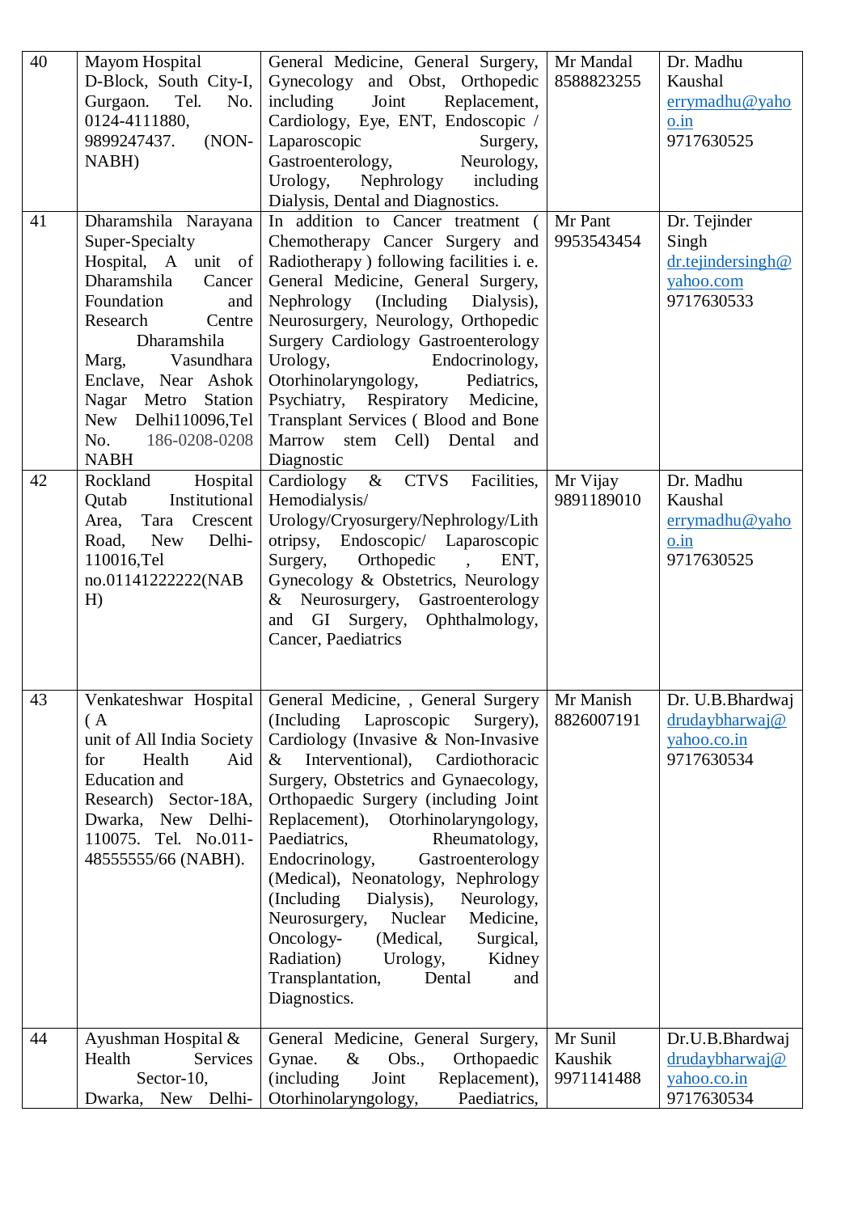| 40 | Mayom Hospital D-Block, South City-I, Gurgaon. Tel. No. 0124-4111880, 9899247437. (NON-NABH) | General Medicine, General Surgery, Gynecology and Obst, Orthopedic including Joint Replacement, Cardiology, Eye, ENT, Endoscopic / Laparoscopic Surgery, Gastroenterology, Neurology, Urology, Nephrology including Dialysis, Dental and Diagnostics. | Mr Mandal 8588823255 | Dr. Madhu Kaushal errymadhu@yahoo.in 9717630525 |
|---|---|---|---|---|
| 41 | Dharamshila Narayana Super-Specialty Hospital, A unit of Dharamshila Cancer Foundation and Research Centre Dharamshila Marg, Vasundhara Enclave, Near Ashok Nagar Metro Station New Delhi110096,Tel No. 186-0208-0208 NABH | In addition to Cancer treatment ( Chemotherapy Cancer Surgery and Radiotherapy ) following facilities i. e. General Medicine, General Surgery, Nephrology (Including Dialysis), Neurosurgery, Neurology, Orthopedic Surgery Cardiology Gastroenterology Urology, Endocrinology, Otorhinolaryngology, Pediatrics, Psychiatry, Respiratory Medicine, Transplant Services ( Blood and Bone Marrow stem Cell) Dental and Diagnostic | Mr Pant 9953543454 | Dr. Tejinder Singh dr.tejindersingh@yahoo.com 9717630533 |
| 42 | Rockland Hospital Qutab Institutional Area, Tara Crescent Road, New Delhi-110016,Tel no.01141222222(NABH) | Cardiology & CTVS Facilities, Hemodialysis/ Urology/Cryosurgery/Nephrology/Lithotripsy, Endoscopic/ Laparoscopic Surgery, Orthopedic , ENT, Gynecology & Obstetrics, Neurology & Neurosurgery, Gastroenterology and GI Surgery, Ophthalmology, Cancer, Paediatrics | Mr Vijay 9891189010 | Dr. Madhu Kaushal errymadhu@yahoo.in 9717630525 |
| 43 | Venkateshwar Hospital ( A unit of All India Society for Health Aid Education and Research) Sector-18A, Dwarka, New Delhi-110075. Tel. No.011-48555555/66 (NABH). | General Medicine, , General Surgery (Including Laproscopic Surgery), Cardiology (Invasive & Non-Invasive & Interventional), Cardiothoracic Surgery, Obstetrics and Gynaecology, Orthopaedic Surgery (including Joint Replacement), Otorhinolaryngology, Paediatrics, Rheumatology, Endocrinology, Gastroenterology (Medical), Neonatology, Nephrology (Including Dialysis), Neurology, Neurosurgery, Nuclear Medicine, Oncology- (Medical, Surgical, Radiation) Urology, Kidney Transplantation, Dental and Diagnostics. | Mr Manish 8826007191 | Dr. U.B.Bhardwaj drudaybharwaj@yahoo.co.in 9717630534 |
| 44 | Ayushman Hospital & Health Services Sector-10, Dwarka, New Delhi- | General Medicine, General Surgery, Gynae. & Obs., Orthopaedic (including Joint Replacement), Otorhinolaryngology, Paediatrics, | Mr Sunil Kaushik 9971141488 | Dr.U.B.Bhardwaj drudaybharwaj@yahoo.co.in 9717630534 |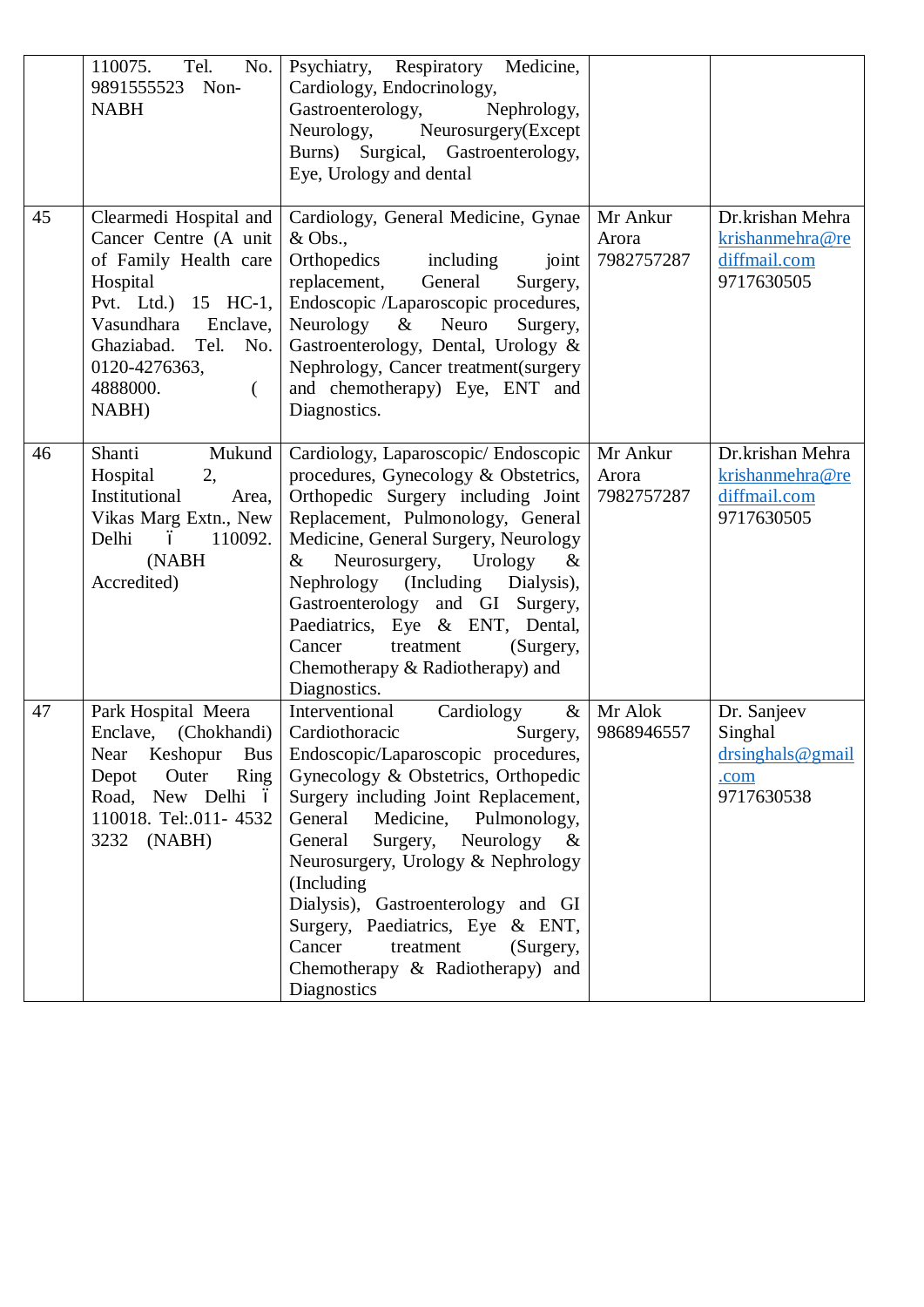| | | | | |
|---|---|---|---|---|
| | 110075. Tel. No. 9891555523 Non-NABH | Psychiatry, Respiratory Medicine, Cardiology, Endocrinology, Gastroenterology, Nephrology, Neurology, Neurosurgery(Except Burns) Surgical, Gastroenterology, Eye, Urology and dental | | |
| 45 | Clearmedi Hospital and Cancer Centre (A unit of Family Health care Hospital Pvt. Ltd.) 15 HC-1, Vasundhara Enclave, Ghaziabad. Tel. No. 0120-4276363, 4888000. ( NABH) | Cardiology, General Medicine, Gynae & Obs., Orthopedics including joint replacement, General Surgery, Endoscopic /Laparoscopic procedures, Neurology & Neuro Surgery, Gastroenterology, Dental, Urology & Nephrology, Cancer treatment(surgery and chemotherapy) Eye, ENT and Diagnostics. | Mr Ankur Arora 7982757287 | Dr.krishan Mehra krishanmehra@rediffmail.com 9717630505 |
| 46 | Shanti Mukund Hospital 2, Institutional Area, Vikas Marg Extn., New Delhi ï 110092. (NABH Accredited) | Cardiology, Laparoscopic/ Endoscopic procedures, Gynecology & Obstetrics, Orthopedic Surgery including Joint Replacement, Pulmonology, General Medicine, General Surgery, Neurology & Neurosurgery, Urology & Nephrology (Including Dialysis), Gastroenterology and GI Surgery, Paediatrics, Eye & ENT, Dental, Cancer treatment (Surgery, Chemotherapy & Radiotherapy) and Diagnostics. | Mr Ankur Arora 7982757287 | Dr.krishan Mehra krishanmehra@rediffmail.com 9717630505 |
| 47 | Park Hospital Meera Enclave, (Chokhandi) Near Keshopur Bus Depot Outer Ring Road, New Delhi ï 110018. Tel:.011- 4532 3232 (NABH) | Interventional Cardiology & Cardiothoracic Surgery, Endoscopic/Laparoscopic procedures, Gynecology & Obstetrics, Orthopedic Surgery including Joint Replacement, General Medicine, Pulmonology, General Surgery, Neurology & Neurosurgery, Urology & Nephrology (Including Dialysis), Gastroenterology and GI Surgery, Paediatrics, Eye & ENT, Cancer treatment (Surgery, Chemotherapy & Radiotherapy) and Diagnostics | Mr Alok 9868946557 | Dr. Sanjeev Singhal drsinghals@gmail.com 9717630538 |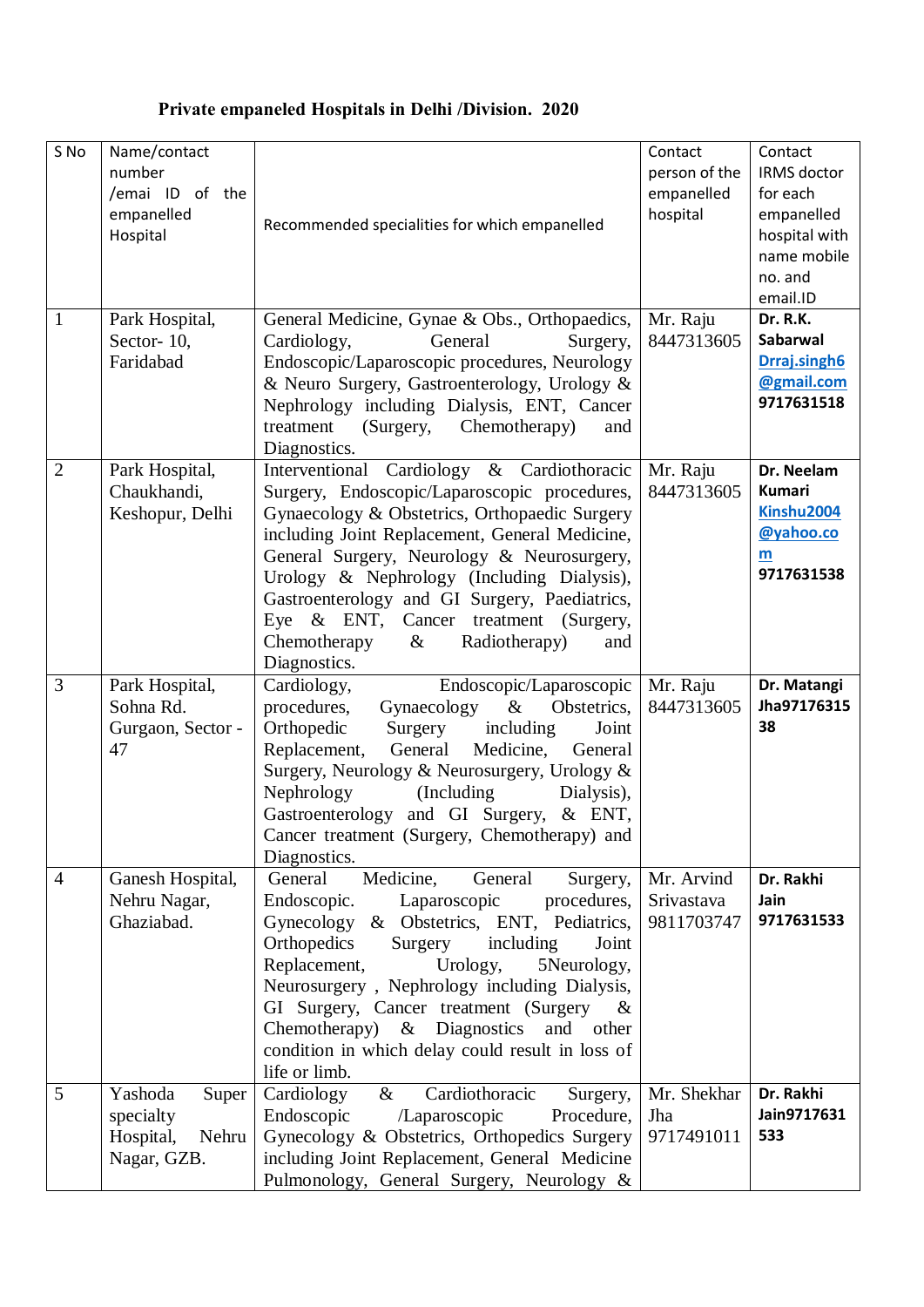**Private empaneled Hospitals in Delhi /Division. 2020**

| S No | Name/contact number /emai ID of the empanelled Hospital | Recommended specialities for which empanelled | Contact person of the empanelled hospital | Contact IRMS doctor for each empanelled hospital with name mobile no. and email.ID |
|---|---|---|---|---|
| 1 | Park Hospital, Sector- 10, Faridabad | General Medicine, Gynae & Obs., Orthopaedics, Cardiology, General Surgery, Endoscopic/Laparoscopic procedures, Neurology & Neuro Surgery, Gastroenterology, Urology & Nephrology including Dialysis, ENT, Cancer treatment (Surgery, Chemotherapy) and Diagnostics. | Mr. Raju 8447313605 | **Dr. R.K. Sabarwal** **Drraj.singh6 @gmail.com** **9717631518** |
| 2 | Park Hospital, Chaukhandi, Keshopur, Delhi | Interventional Cardiology & Cardiothoracic Surgery, Endoscopic/Laparoscopic procedures, Gynaecology & Obstetrics, Orthopaedic Surgery including Joint Replacement, General Medicine, General Surgery, Neurology & Neurosurgery, Urology & Nephrology (Including Dialysis), Gastroenterology and GI Surgery, Paediatrics, Eye & ENT, Cancer treatment (Surgery, Chemotherapy & Radiotherapy) and Diagnostics. | Mr. Raju 8447313605 | **Dr. Neelam Kumari** **Kinshu2004 @yahoo.com** **9717631538** |
| 3 | Park Hospital, Sohna Rd. Gurgaon, Sector - 47 | Cardiology, Endoscopic/Laparoscopic procedures, Gynaecology & Obstetrics, Orthopedic Surgery including Joint Replacement, General Medicine, General Surgery, Neurology & Neurosurgery, Urology & Nephrology (Including Dialysis), Gastroenterology and GI Surgery, & ENT, Cancer treatment (Surgery, Chemotherapy) and Diagnostics. | Mr. Raju 8447313605 | **Dr. Matangi Jha9717631538** |
| 4 | Ganesh Hospital, Nehru Nagar, Ghaziabad. | General Medicine, General Surgery, Endoscopic. Laparoscopic procedures, Gynecology & Obstetrics, ENT, Pediatrics, Orthopedics Surgery including Joint Replacement, Urology, 5Neurology, Neurosurgery , Nephrology including Dialysis, GI Surgery, Cancer treatment (Surgery & Chemotherapy) & Diagnostics and other condition in which delay could result in loss of life or limb. | Mr. Arvind Srivastava 9811703747 | **Dr. Rakhi Jain 9717631533** |
| 5 | Yashoda Super specialty Hospital, Nehru Nagar, GZB. | Cardiology & Cardiothoracic Surgery, Endoscopic /Laparoscopic Procedure, Gynecology & Obstetrics, Orthopedics Surgery including Joint Replacement, General Medicine Pulmonology, General Surgery, Neurology & | Mr. Shekhar Jha 9717491011 | **Dr. Rakhi Jain9717631533** |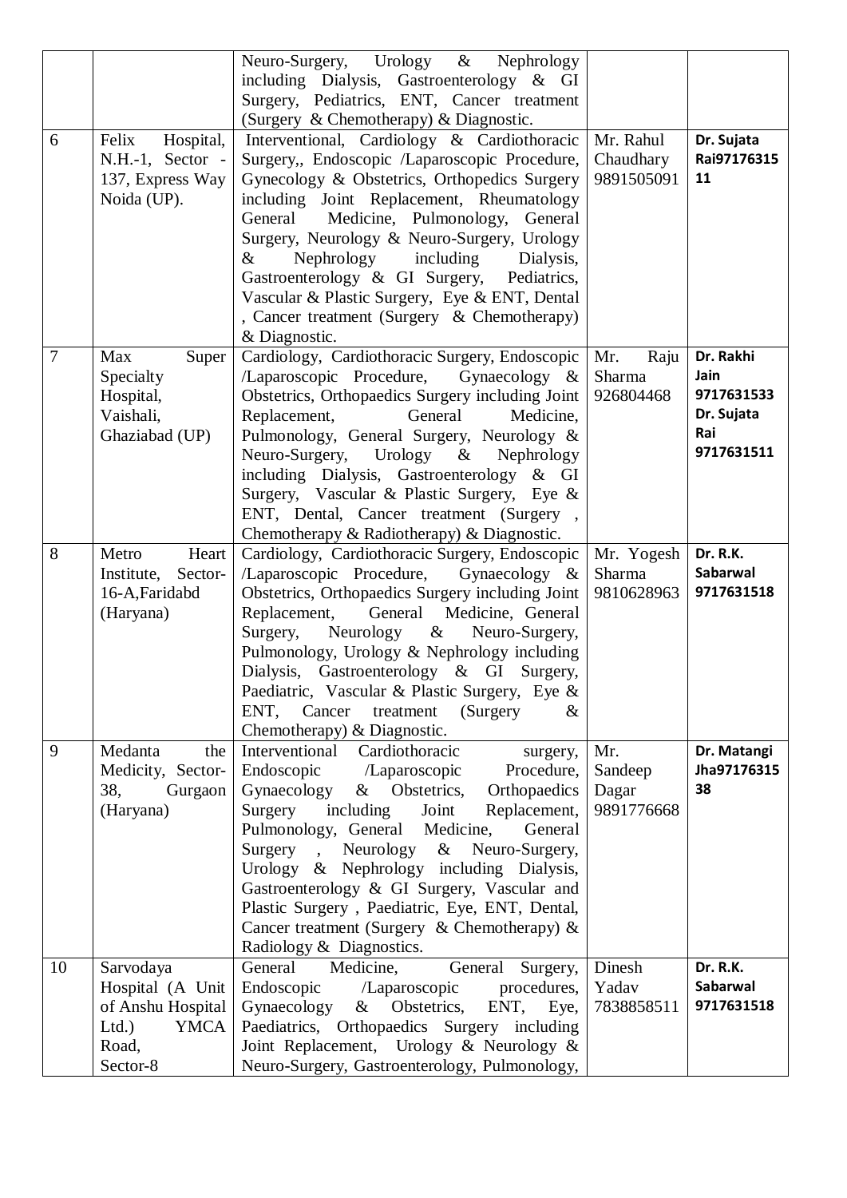| | | | | |
|---|---|---|---|---|
| | | Neuro-Surgery, Urology & Nephrology including Dialysis, Gastroenterology & GI Surgery, Pediatrics, ENT, Cancer treatment (Surgery & Chemotherapy) & Diagnostic. | | |
| 6 | Felix Hospital, N.H.-1, Sector - 137, Express Way Noida (UP). | Interventional, Cardiology & Cardiothoracic Surgery,, Endoscopic /Laparoscopic Procedure, Gynecology & Obstetrics, Orthopedics Surgery including Joint Replacement, Rheumatology General Medicine, Pulmonology, General Surgery, Neurology & Neuro-Surgery, Urology & Nephrology including Dialysis, Gastroenterology & GI Surgery, Pediatrics, Vascular & Plastic Surgery, Eye & ENT, Dental , Cancer treatment (Surgery & Chemotherapy) & Diagnostic. | Mr. Rahul Chaudhary 9891505091 | **Dr. Sujata Rai9717631511** |
| 7 | Max Super Specialty Hospital, Vaishali, Ghaziabad (UP) | Cardiology, Cardiothoracic Surgery, Endoscopic /Laparoscopic Procedure, Gynaecology & Obstetrics, Orthopaedics Surgery including Joint Replacement, General Medicine, Pulmonology, General Surgery, Neurology & Neuro-Surgery, Urology & Nephrology including Dialysis, Gastroenterology & GI Surgery, Vascular & Plastic Surgery, Eye & ENT, Dental, Cancer treatment (Surgery , Chemotherapy & Radiotherapy) & Diagnostic. | Mr. Raju Sharma 926804468 | **Dr. Rakhi Jain 9717631533 Dr. Sujata Rai 9717631511** |
| 8 | Metro Heart Institute, Sector-16-A,Faridabd (Haryana) | Cardiology, Cardiothoracic Surgery, Endoscopic /Laparoscopic Procedure, Gynaecology & Obstetrics, Orthopaedics Surgery including Joint Replacement, General Medicine, General Surgery, Neurology & Neuro-Surgery, Pulmonology, Urology & Nephrology including Dialysis, Gastroenterology & GI Surgery, Paediatric, Vascular & Plastic Surgery, Eye & ENT, Cancer treatment (Surgery & Chemotherapy) & Diagnostic. | Mr. Yogesh Sharma 9810628963 | **Dr. R.K. Sabarwal 9717631518** |
| 9 | Medanta the Medicity, Sector-38, Gurgaon (Haryana) | Interventional Cardiothoracic surgery, Endoscopic /Laparoscopic Procedure, Gynaecology & Obstetrics, Orthopaedics Surgery including Joint Replacement, Pulmonology, General Medicine, General Surgery , Neurology & Neuro-Surgery, Urology & Nephrology including Dialysis, Gastroenterology & GI Surgery, Vascular and Plastic Surgery , Paediatric, Eye, ENT, Dental, Cancer treatment (Surgery & Chemotherapy) & Radiology & Diagnostics. | Mr. Sandeep Dagar 9891776668 | **Dr. Matangi Jha9717631538** |
| 10 | Sarvodaya Hospital (A Unit of Anshu Hospital Ltd.) YMCA Road, Sector-8 | General Medicine, General Surgery, Endoscopic /Laparoscopic procedures, Gynaecology & Obstetrics, ENT, Eye, Paediatrics, Orthopaedics Surgery including Joint Replacement, Urology & Neurology & Neuro-Surgery, Gastroenterology, Pulmonology, | Dinesh Yadav 7838858511 | **Dr. R.K. Sabarwal 9717631518** |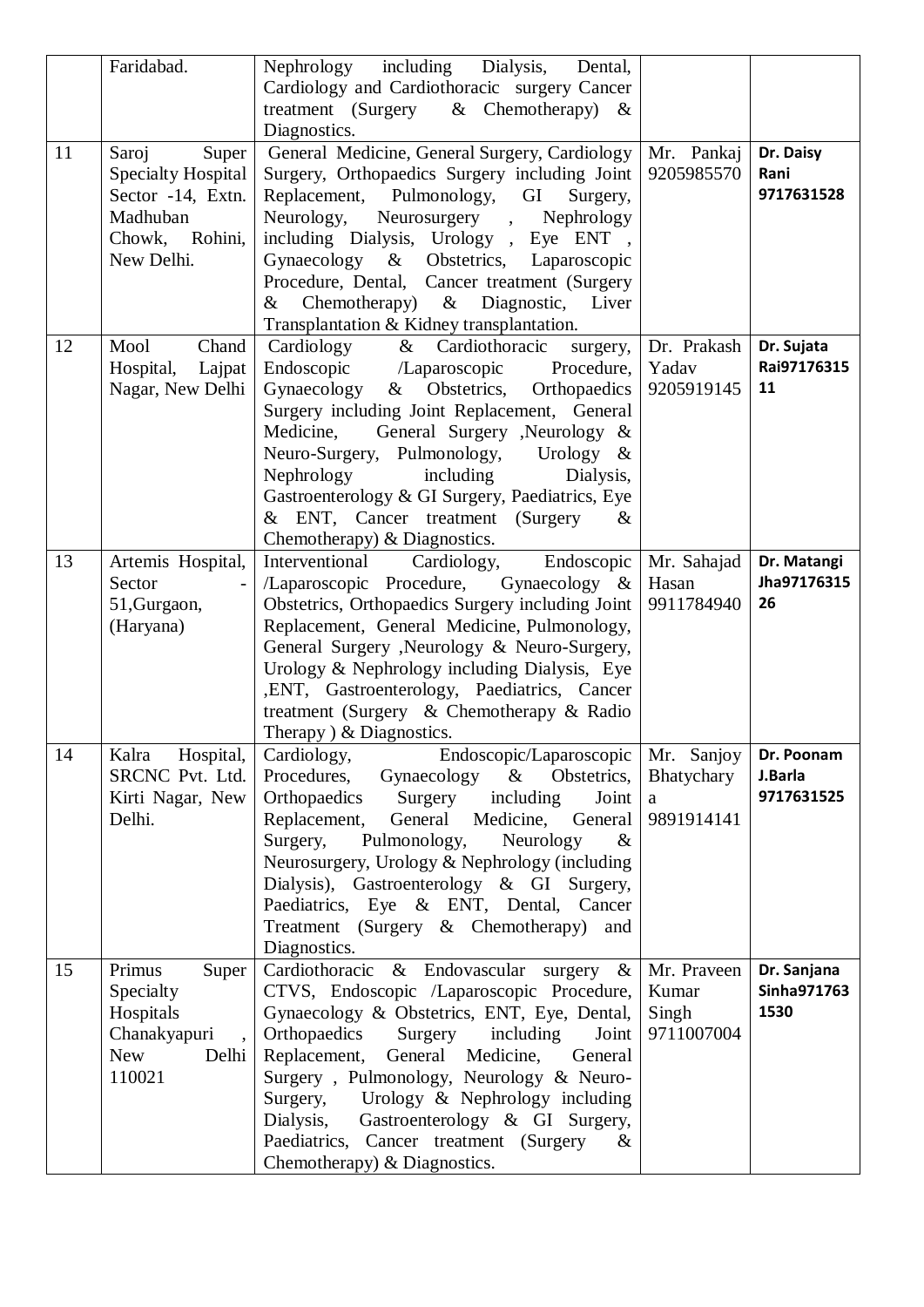| | | | | |
|---|---|---|---|---|
| | Faridabad. | Nephrology including Dialysis, Dental, Cardiology and Cardiothoracic surgery Cancer treatment (Surgery & Chemotherapy) & Diagnostics. | | |
| 11 | Saroj Super Specialty Hospital Sector -14, Extn. Madhuban Chowk, Rohini, New Delhi. | General Medicine, General Surgery, Cardiology Surgery, Orthopaedics Surgery including Joint Replacement, Pulmonology, GI Surgery, Neurology, Neurosurgery , Nephrology including Dialysis, Urology , Eye ENT , Gynaecology & Obstetrics, Laparoscopic Procedure, Dental, Cancer treatment (Surgery & Chemotherapy) & Diagnostic, Liver Transplantation & Kidney transplantation. | Mr. Pankaj 9205985570 | **Dr. Daisy Rani 9717631528** |
| 12 | Mool Chand Hospital, Lajpat Nagar, New Delhi | Cardiology & Cardiothoracic surgery, Endoscopic /Laparoscopic Procedure, Gynaecology & Obstetrics, Orthopaedics Surgery including Joint Replacement, General Medicine, General Surgery ,Neurology & Neuro-Surgery, Pulmonology, Urology & Nephrology including Dialysis, Gastroenterology & GI Surgery, Paediatrics, Eye & ENT, Cancer treatment (Surgery & Chemotherapy) & Diagnostics. | Dr. Prakash Yadav 9205919145 | **Dr. Sujata Rai9717631511** |
| 13 | Artemis Hospital, Sector - 51,Gurgaon, (Haryana) | Interventional Cardiology, Endoscopic /Laparoscopic Procedure, Gynaecology & Obstetrics, Orthopaedics Surgery including Joint Replacement, General Medicine, Pulmonology, General Surgery ,Neurology & Neuro-Surgery, Urology & Nephrology including Dialysis, Eye ,ENT, Gastroenterology, Paediatrics, Cancer treatment (Surgery & Chemotherapy & Radio Therapy ) & Diagnostics. | Mr. Sahajad Hasan 9911784940 | **Dr. Matangi Jha9717631526** |
| 14 | Kalra Hospital, SRCNC Pvt. Ltd. Kirti Nagar, New Delhi. | Cardiology, Endoscopic/Laparoscopic Procedures, Gynaecology & Obstetrics, Orthopaedics Surgery including Joint Replacement, General Medicine, General Surgery, Pulmonology, Neurology & Neurosurgery, Urology & Nephrology (including Dialysis), Gastroenterology & GI Surgery, Paediatrics, Eye & ENT, Dental, Cancer Treatment (Surgery & Chemotherapy) and Diagnostics. | Mr. Sanjoy Bhatychary a 9891914141 | **Dr. Poonam J.Barla 9717631525** |
| 15 | Primus Super Specialty Hospitals Chanakyapuri , New Delhi 110021 | Cardiothoracic & Endovascular surgery & CTVS, Endoscopic /Laparoscopic Procedure, Gynaecology & Obstetrics, ENT, Eye, Dental, Orthopaedics Surgery including Joint Replacement, General Medicine, General Surgery , Pulmonology, Neurology & Neuro-Surgery, Urology & Nephrology including Dialysis, Gastroenterology & GI Surgery, Paediatrics, Cancer treatment (Surgery & Chemotherapy) & Diagnostics. | Mr. Praveen Kumar Singh 9711007004 | **Dr. Sanjana Sinha9717631530** |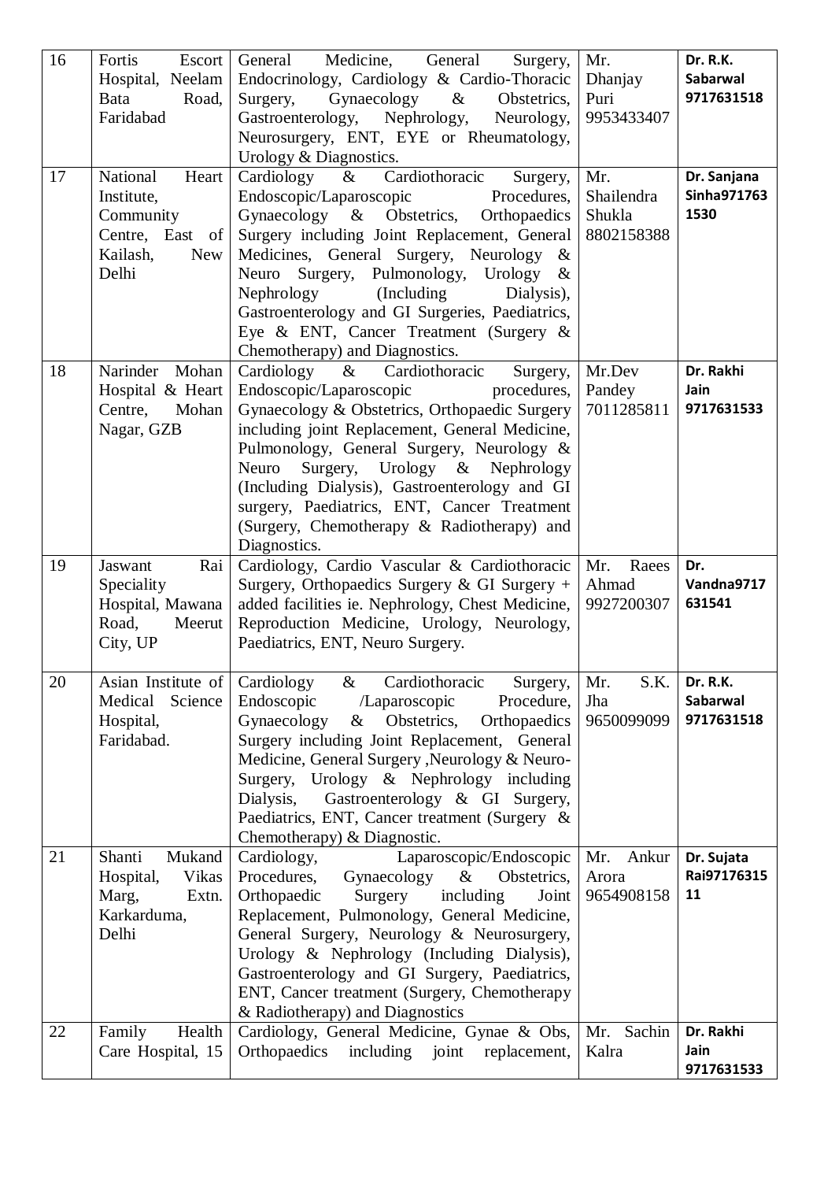| 16 | Fortis Escort Hospital, Neelam Bata Road, Faridabad | General Medicine, General Surgery, Endocrinology, Cardiology & Cardio-Thoracic Surgery, Gynaecology & Obstetrics, Gastroenterology, Nephrology, Neurology, Neurosurgery, ENT, EYE or Rheumatology, Urology & Diagnostics. | Mr. Dhanjay Puri 9953433407 | **Dr. R.K. Sabarwal 9717631518** |
|---|---|---|---|---|
| 17 | National Heart Institute, Community Centre, East of Kailash, New Delhi | Cardiology & Cardiothoracic Surgery, Endoscopic/Laparoscopic Procedures, Gynaecology & Obstetrics, Orthopaedics Surgery including Joint Replacement, General Medicines, General Surgery, Neurology & Neuro Surgery, Pulmonology, Urology & Nephrology (Including Dialysis), Gastroenterology and GI Surgeries, Paediatrics, Eye & ENT, Cancer Treatment (Surgery & Chemotherapy) and Diagnostics. | Mr. Shailendra Shukla 8802158388 | **Dr. Sanjana Sinha9717631530** |
| 18 | Narinder Mohan Hospital & Heart Centre, Mohan Nagar, GZB | Cardiology & Cardiothoracic Surgery, Endoscopic/Laparoscopic procedures, Gynaecology & Obstetrics, Orthopaedic Surgery including joint Replacement, General Medicine, Pulmonology, General Surgery, Neurology & Neuro Surgery, Urology & Nephrology (Including Dialysis), Gastroenterology and GI surgery, Paediatrics, ENT, Cancer Treatment (Surgery, Chemotherapy & Radiotherapy) and Diagnostics. | Mr.Dev Pandey 7011285811 | **Dr. Rakhi Jain 9717631533** |
| 19 | Jaswant Rai Speciality Hospital, Mawana Road, Meerut City, UP | Cardiology, Cardio Vascular & Cardiothoracic Surgery, Orthopaedics Surgery & GI Surgery + added facilities ie. Nephrology, Chest Medicine, Reproduction Medicine, Urology, Neurology, Paediatrics, ENT, Neuro Surgery. | Mr. Raees Ahmad 9927200307 | **Dr. Vandna9717631541** |
| 20 | Asian Institute of Medical Science Hospital, Faridabad. | Cardiology & Cardiothoracic Surgery, Endoscopic /Laparoscopic Procedure, Gynaecology & Obstetrics, Orthopaedics Surgery including Joint Replacement, General Medicine, General Surgery ,Neurology & Neuro-Surgery, Urology & Nephrology including Dialysis, Gastroenterology & GI Surgery, Paediatrics, ENT, Cancer treatment (Surgery & Chemotherapy) & Diagnostic. | Mr. S.K. Jha 9650099099 | **Dr. R.K. Sabarwal 9717631518** |
| 21 | Shanti Mukand Hospital, Vikas Marg, Extn. Karkarduma, Delhi | Cardiology, Laparoscopic/Endoscopic Procedures, Gynaecology & Obstetrics, Orthopaedic Surgery including Joint Replacement, Pulmonology, General Medicine, General Surgery, Neurology & Neurosurgery, Urology & Nephrology (Including Dialysis), Gastroenterology and GI Surgery, Paediatrics, ENT, Cancer treatment (Surgery, Chemotherapy & Radiotherapy) and Diagnostics | Mr. Ankur Arora 9654908158 | **Dr. Sujata Rai9717631511** |
| 22 | Family Health Care Hospital, 15 | Cardiology, General Medicine, Gynae & Obs, Orthopaedics including joint replacement, | Mr. Sachin Kalra | **Dr. Rakhi Jain 9717631533** |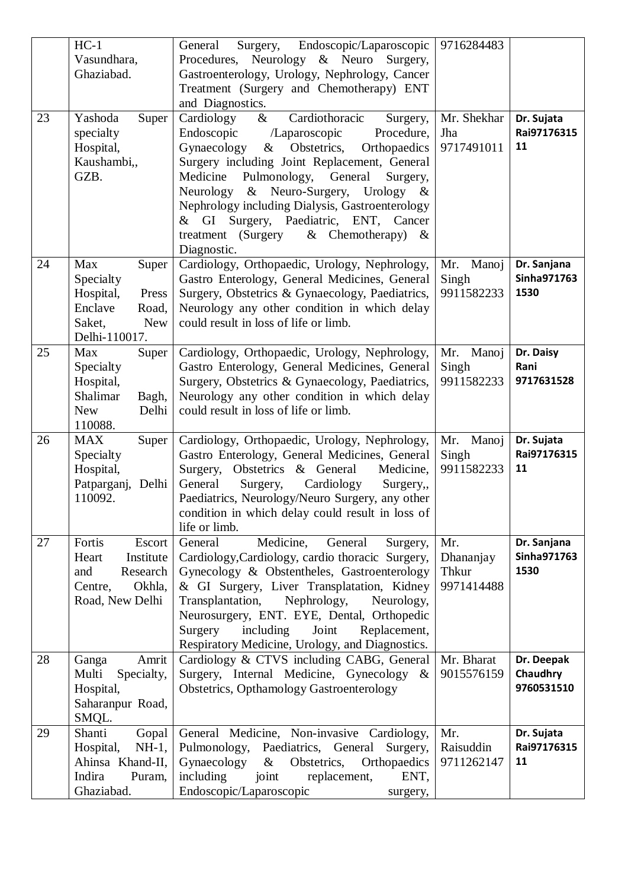| | HC-1 Vasundhara, Ghaziabad. | General Surgery, Endoscopic/Laparoscopic Procedures, Neurology & Neuro Surgery, Gastroenterology, Urology, Nephrology, Cancer Treatment (Surgery and Chemotherapy) ENT and Diagnostics. | 9716284483 | |
|---|---|---|---|---|
| 23 | Yashoda Super specialty Hospital, Kaushambi,, GZB. | Cardiology & Cardiothoracic Surgery, Endoscopic /Laparoscopic Procedure, Gynaecology & Obstetrics, Orthopaedics Surgery including Joint Replacement, General Medicine Pulmonology, General Surgery, Neurology & Neuro-Surgery, Urology & Nephrology including Dialysis, Gastroenterology & GI Surgery, Paediatric, ENT, Cancer treatment (Surgery & Chemotherapy) & Diagnostic. | Mr. Shekhar Jha 9717491011 | **Dr. Sujata Rai9717631511** |
| 24 | Max Super Specialty Hospital, Press Enclave Road, Saket, New Delhi-110017. | Cardiology, Orthopaedic, Urology, Nephrology, Gastro Enterology, General Medicines, General Surgery, Obstetrics & Gynaecology, Paediatrics, Neurology any other condition in which delay could result in loss of life or limb. | Mr. Manoj Singh 9911582233 | **Dr. Sanjana Sinha9717631530** |
| 25 | Max Super Specialty Hospital, Shalimar Bagh, New Delhi 110088. | Cardiology, Orthopaedic, Urology, Nephrology, Gastro Enterology, General Medicines, General Surgery, Obstetrics & Gynaecology, Paediatrics, Neurology any other condition in which delay could result in loss of life or limb. | Mr. Manoj Singh 9911582233 | **Dr. Daisy Rani 9717631528** |
| 26 | MAX Super Specialty Hospital, Patparganj, Delhi 110092. | Cardiology, Orthopaedic, Urology, Nephrology, Gastro Enterology, General Medicines, General Surgery, Obstetrics & General Medicine, General Surgery, Cardiology Surgery,, Paediatrics, Neurology/Neuro Surgery, any other condition in which delay could result in loss of life or limb. | Mr. Manoj Singh 9911582233 | **Dr. Sujata Rai9717631511** |
| 27 | Fortis Escort Heart Institute and Research Centre, Okhla, Road, New Delhi | General Medicine, General Surgery, Cardiology,Cardiology, cardio thoracic Surgery, Gynecology & Obstentheles, Gastroenterology & GI Surgery, Liver Transplatation, Kidney Transplantation, Nephrology, Neurology, Neurosurgery, ENT. EYE, Dental, Orthopedic Surgery including Joint Replacement, Respiratory Medicine, Urology, and Diagnostics. | Mr. Dhananjay Thkur 9971414488 | **Dr. Sanjana Sinha9717631530** |
| 28 | Ganga Amrit Multi Specialty, Hospital, Saharanpur Road, SMQL. | Cardiology & CTVS including CABG, General Surgery, Internal Medicine, Gynecology & Obstetrics, Opthamology Gastroenterology | Mr. Bharat 9015576159 | **Dr. Deepak Chaudhry 9760531510** |
| 29 | Shanti Gopal Hospital, NH-1, Ahinsa Khand-II, Indira Puram, Ghaziabad. | General Medicine, Non-invasive Cardiology, Pulmonology, Paediatrics, General Surgery, Gynaecology & Obstetrics, Orthopaedics including joint replacement, ENT, Endoscopic/Laparoscopic surgery, | Mr. Raisuddin 9711262147 | **Dr. Sujata Rai9717631511** |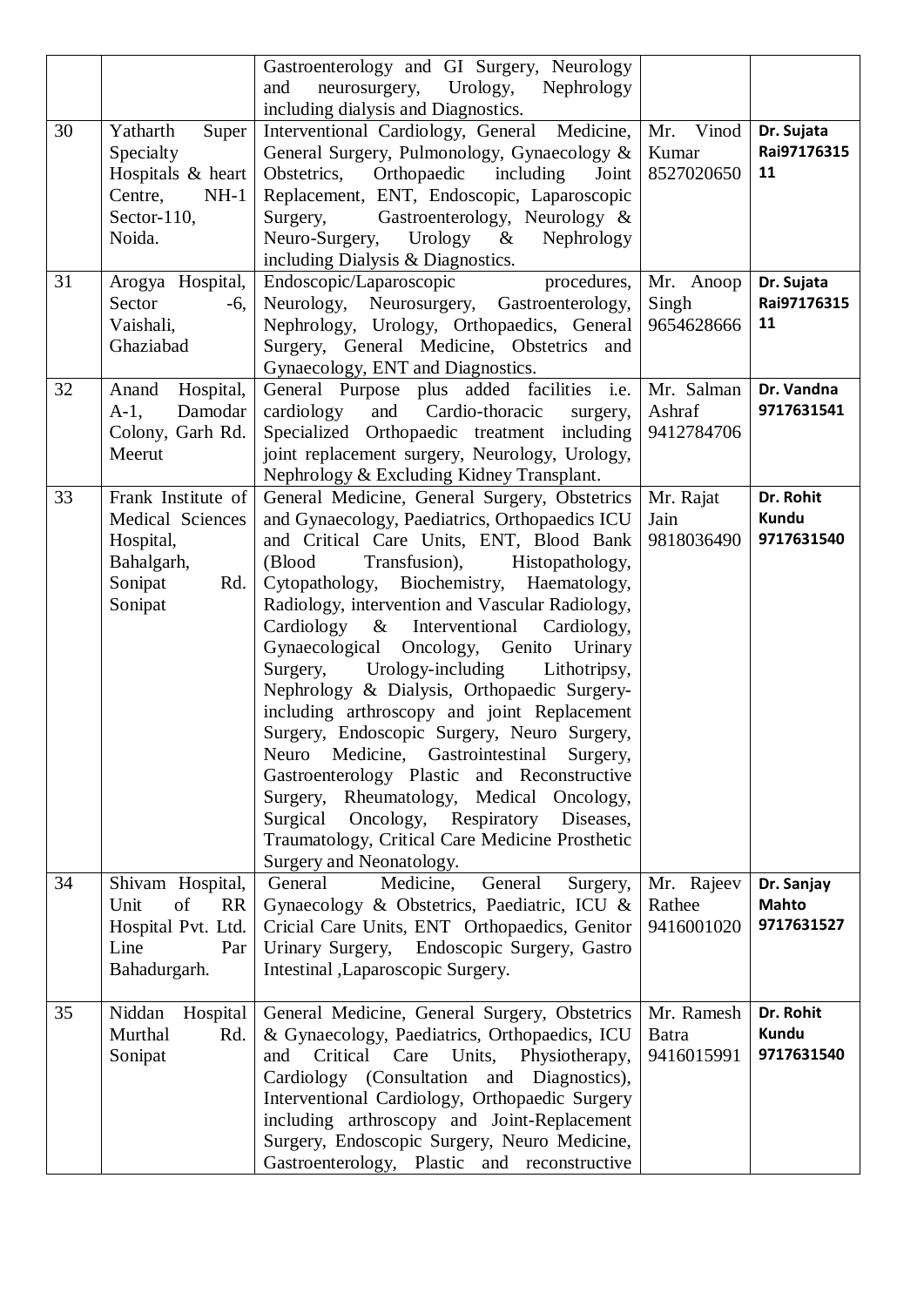| | | | | |
|---|---|---|---|---|
| | | Gastroenterology and GI Surgery, Neurology and neurosurgery, Urology, Nephrology including dialysis and Diagnostics. | | |
| 30 | Yatharth Super Specialty Hospitals & heart Centre, NH-1 Sector-110, Noida. | Interventional Cardiology, General Medicine, General Surgery, Pulmonology, Gynaecology & Obstetrics, Orthopaedic including Joint Replacement, ENT, Endoscopic, Laparoscopic Surgery, Gastroenterology, Neurology & Neuro-Surgery, Urology & Nephrology including Dialysis & Diagnostics. | Mr. Vinod Kumar 8527020650 | **Dr. Sujata Rai9717631511** |
| 31 | Arogya Hospital, Sector -6, Vaishali, Ghaziabad | Endoscopic/Laparoscopic procedures, Neurology, Neurosurgery, Gastroenterology, Nephrology, Urology, Orthopaedics, General Surgery, General Medicine, Obstetrics and Gynaecology, ENT and Diagnostics. | Mr. Anoop Singh 9654628666 | **Dr. Sujata Rai9717631511** |
| 32 | Anand Hospital, A-1, Damodar Colony, Garh Rd. Meerut | General Purpose plus added facilities i.e. cardiology and Cardio-thoracic surgery, Specialized Orthopaedic treatment including joint replacement surgery, Neurology, Urology, Nephrology & Excluding Kidney Transplant. | Mr. Salman Ashraf 9412784706 | **Dr. Vandna 9717631541** |
| 33 | Frank Institute of Medical Sciences Hospital, Bahalgarh, Sonipat Rd. Sonipat | General Medicine, General Surgery, Obstetrics and Gynaecology, Paediatrics, Orthopaedics ICU and Critical Care Units, ENT, Blood Bank (Blood Transfusion), Histopathology, Cytopathology, Biochemistry, Haematology, Radiology, intervention and Vascular Radiology, Cardiology & Interventional Cardiology, Gynaecological Oncology, Genito Urinary Surgery, Urology-including Lithotripsy, Nephrology & Dialysis, Orthopaedic Surgery-including arthroscopy and joint Replacement Surgery, Endoscopic Surgery, Neuro Surgery, Neuro Medicine, Gastrointestinal Surgery, Gastroenterology Plastic and Reconstructive Surgery, Rheumatology, Medical Oncology, Surgical Oncology, Respiratory Diseases, Traumatology, Critical Care Medicine Prosthetic Surgery and Neonatology. | Mr. Rajat Jain 9818036490 | **Dr. Rohit Kundu 9717631540** |
| 34 | Shivam Hospital, Unit of RR Hospital Pvt. Ltd. Line Par Bahadurgarh. | General Medicine, General Surgery, Gynaecology & Obstetrics, Paediatric, ICU & Cricial Care Units, ENT Orthopaedics, Genitor Urinary Surgery, Endoscopic Surgery, Gastro Intestinal ,Laparoscopic Surgery. | Mr. Rajeev Rathee 9416001020 | **Dr. Sanjay Mahto 9717631527** |
| 35 | Niddan Hospital Murthal Rd. Sonipat | General Medicine, General Surgery, Obstetrics & Gynaecology, Paediatrics, Orthopaedics, ICU and Critical Care Units, Physiotherapy, Cardiology (Consultation and Diagnostics), Interventional Cardiology, Orthopaedic Surgery including arthroscopy and Joint-Replacement Surgery, Endoscopic Surgery, Neuro Medicine, Gastroenterology, Plastic and reconstructive | Mr. Ramesh Batra 9416015991 | **Dr. Rohit Kundu 9717631540** |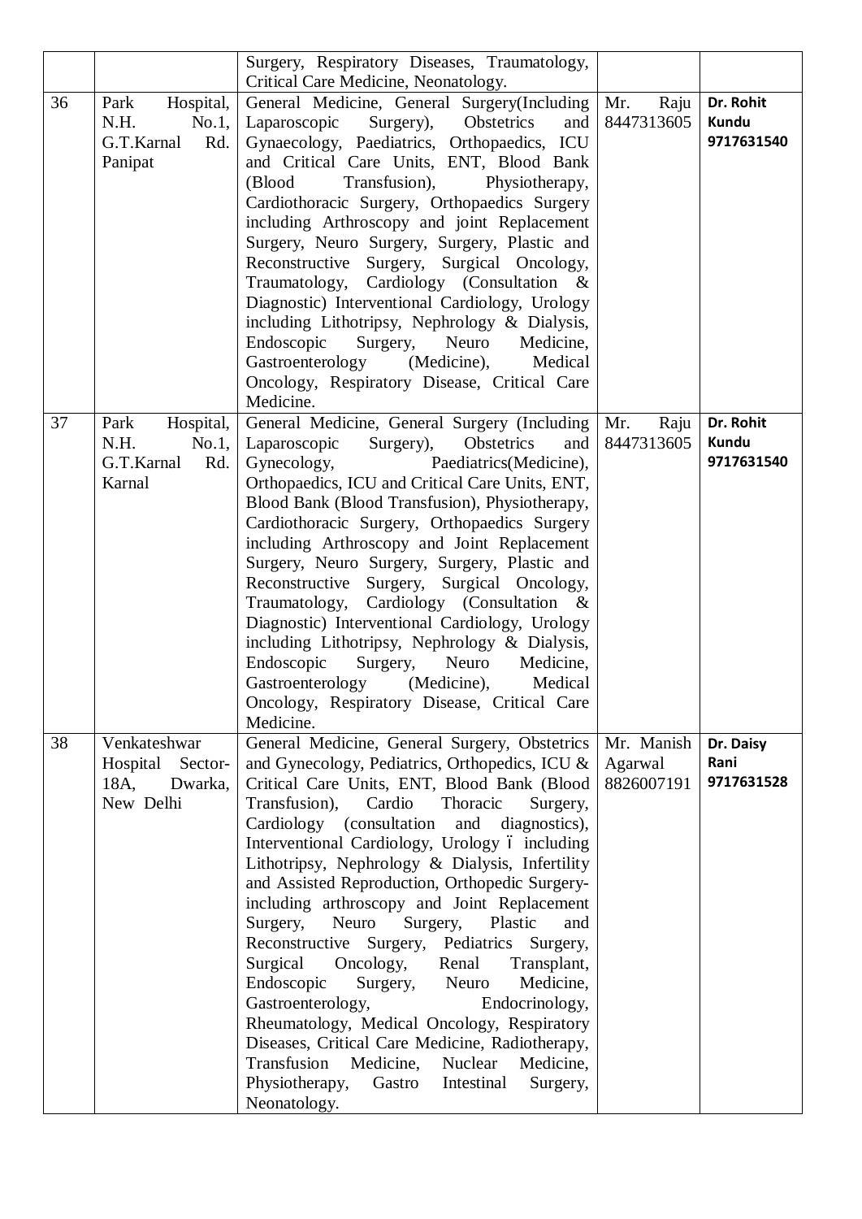| | | | | |
|---|---|---|---|---|
| | | Surgery, Respiratory Diseases, Traumatology, Critical Care Medicine, Neonatology. | | |
| 36 | Park Hospital, N.H. No.1, G.T.Karnal Rd. Panipat | General Medicine, General Surgery(Including Laparoscopic Surgery), Obstetrics and Gynaecology, Paediatrics, Orthopaedics, ICU and Critical Care Units, ENT, Blood Bank (Blood Transfusion), Physiotherapy, Cardiothoracic Surgery, Orthopaedics Surgery including Arthroscopy and joint Replacement Surgery, Neuro Surgery, Surgery, Plastic and Reconstructive Surgery, Surgical Oncology, Traumatology, Cardiology (Consultation & Diagnostic) Interventional Cardiology, Urology including Lithotripsy, Nephrology & Dialysis, Endoscopic Surgery, Neuro Medicine, Gastroenterology (Medicine), Medical Oncology, Respiratory Disease, Critical Care Medicine. | Mr. Raju 8447313605 | **Dr. Rohit Kundu 9717631540** |
| 37 | Park Hospital, N.H. No.1, G.T.Karnal Rd. Karnal | General Medicine, General Surgery (Including Laparoscopic Surgery), Obstetrics and Gynecology, Paediatrics(Medicine), Orthopaedics, ICU and Critical Care Units, ENT, Blood Bank (Blood Transfusion), Physiotherapy, Cardiothoracic Surgery, Orthopaedics Surgery including Arthroscopy and Joint Replacement Surgery, Neuro Surgery, Surgery, Plastic and Reconstructive Surgery, Surgical Oncology, Traumatology, Cardiology (Consultation & Diagnostic) Interventional Cardiology, Urology including Lithotripsy, Nephrology & Dialysis, Endoscopic Surgery, Neuro Medicine, Gastroenterology (Medicine), Medical Oncology, Respiratory Disease, Critical Care Medicine. | Mr. Raju 8447313605 | **Dr. Rohit Kundu 9717631540** |
| 38 | Venkateshwar Hospital Sector-18A, Dwarka, New Delhi | General Medicine, General Surgery, Obstetrics and Gynecology, Pediatrics, Orthopedics, ICU & Critical Care Units, ENT, Blood Bank (Blood Transfusion), Cardio Thoracic Surgery, Cardiology (consultation and diagnostics), Interventional Cardiology, Urology – including Lithotripsy, Nephrology & Dialysis, Infertility and Assisted Reproduction, Orthopedic Surgery-including arthroscopy and Joint Replacement Surgery, Neuro Surgery, Plastic and Reconstructive Surgery, Pediatrics Surgery, Surgical Oncology, Renal Transplant, Endoscopic Surgery, Neuro Medicine, Gastroenterology, Endocrinology, Rheumatology, Medical Oncology, Respiratory Diseases, Critical Care Medicine, Radiotherapy, Transfusion Medicine, Nuclear Medicine, Physiotherapy, Gastro Intestinal Surgery, Neonatology. | Mr. Manish Agarwal 8826007191 | **Dr. Daisy Rani 9717631528** |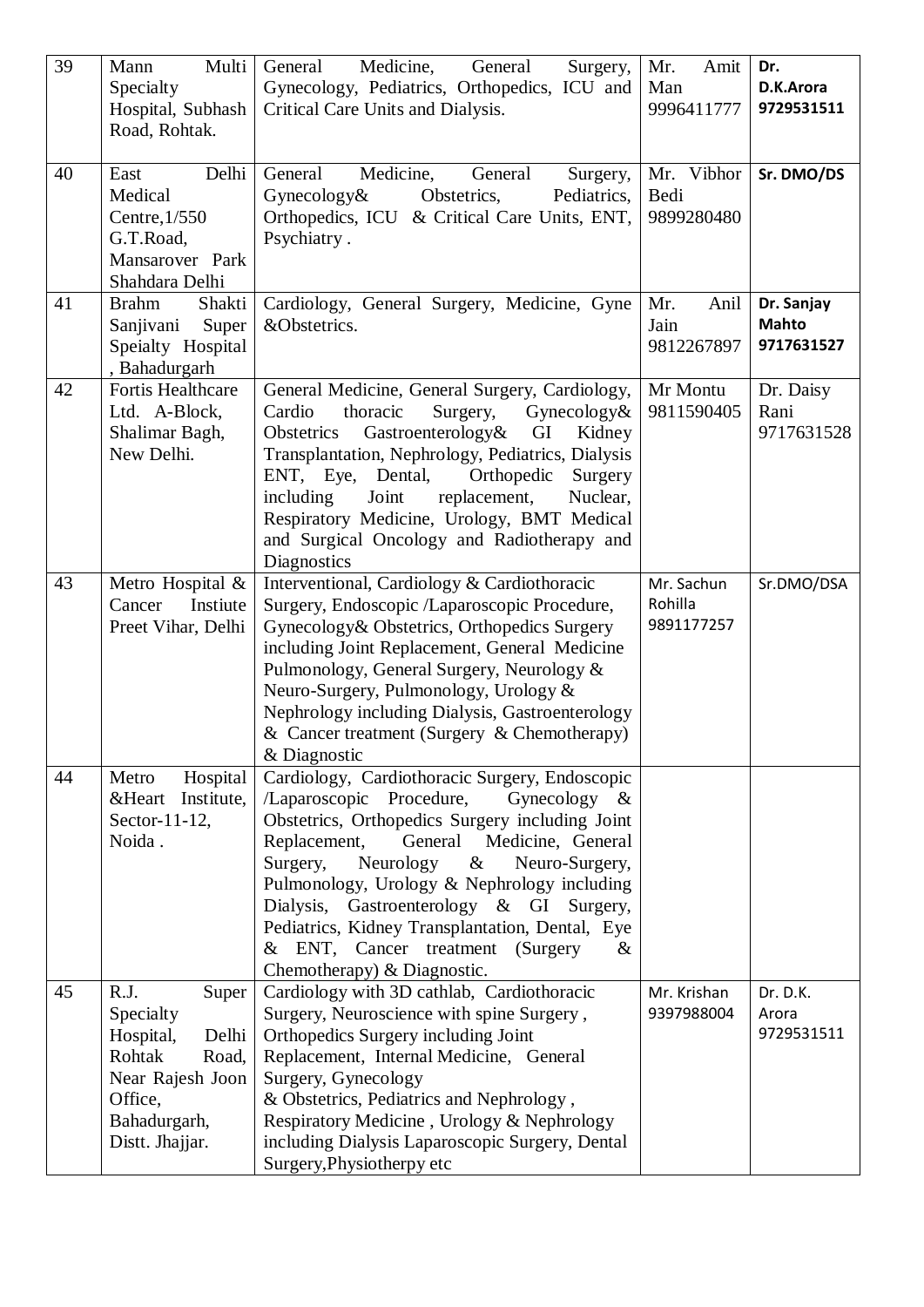| 39 | Mann Multi Specialty Hospital, Subhash Road, Rohtak. | General Medicine, General Surgery, Gynecology, Pediatrics, Orthopedics, ICU and Critical Care Units and Dialysis. | Mr. Amit Man 9996411777 | **Dr. D.K.Arora 9729531511** |
|---|---|---|---|---|
| 40 | East Delhi Medical Centre,1/550 G.T.Road, Mansarover Park Shahdara Delhi | General Medicine, General Surgery, Gynecology& Obstetrics, Pediatrics, Orthopedics, ICU & Critical Care Units, ENT, Psychiatry . | Mr. Vibhor Bedi 9899280480 | **Sr. DMO/DS** |
| 41 | Brahm Shakti Sanjivani Super Speialty Hospital , Bahadurgarh | Cardiology, General Surgery, Medicine, Gyne &Obstetrics. | Mr. Anil Jain 9812267897 | **Dr. Sanjay Mahto 9717631527** |
| 42 | Fortis Healthcare Ltd. A-Block, Shalimar Bagh, New Delhi. | General Medicine, General Surgery, Cardiology, Cardio thoracic Surgery, Gynecology& Obstetrics Gastroenterology& GI Kidney Transplantation, Nephrology, Pediatrics, Dialysis ENT, Eye, Dental, Orthopedic Surgery including Joint replacement, Nuclear, Respiratory Medicine, Urology, BMT Medical and Surgical Oncology and Radiotherapy and Diagnostics | Mr Montu 9811590405 | Dr. Daisy Rani 9717631528 |
| 43 | Metro Hospital & Cancer Instiute Preet Vihar, Delhi | Interventional, Cardiology & Cardiothoracic Surgery, Endoscopic /Laparoscopic Procedure, Gynecology& Obstetrics, Orthopedics Surgery including Joint Replacement, General Medicine Pulmonology, General Surgery, Neurology & Neuro-Surgery, Pulmonology, Urology & Nephrology including Dialysis, Gastroenterology & Cancer treatment (Surgery & Chemotherapy) & Diagnostic | Mr. Sachun Rohilla 9891177257 | Sr.DMO/DSA |
| 44 | Metro Hospital &Heart Institute, Sector-11-12, Noida . | Cardiology, Cardiothoracic Surgery, Endoscopic /Laparoscopic Procedure, Gynecology & Obstetrics, Orthopedics Surgery including Joint Replacement, General Medicine, General Surgery, Neurology & Neuro-Surgery, Pulmonology, Urology & Nephrology including Dialysis, Gastroenterology & GI Surgery, Pediatrics, Kidney Transplantation, Dental, Eye & ENT, Cancer treatment (Surgery & Chemotherapy) & Diagnostic. | | |
| 45 | R.J. Super Specialty Hospital, Delhi Rohtak Road, Near Rajesh Joon Office, Bahadurgarh, Distt. Jhajjar. | Cardiology with 3D cathlab, Cardiothoracic Surgery, Neuroscience with spine Surgery , Orthopedics Surgery including Joint Replacement, Internal Medicine, General Surgery, Gynecology & Obstetrics, Pediatrics and Nephrology , Respiratory Medicine , Urology & Nephrology including Dialysis Laparoscopic Surgery, Dental Surgery,Physiotherpy etc | Mr. Krishan 9397988004 | Dr. D.K. Arora 9729531511 |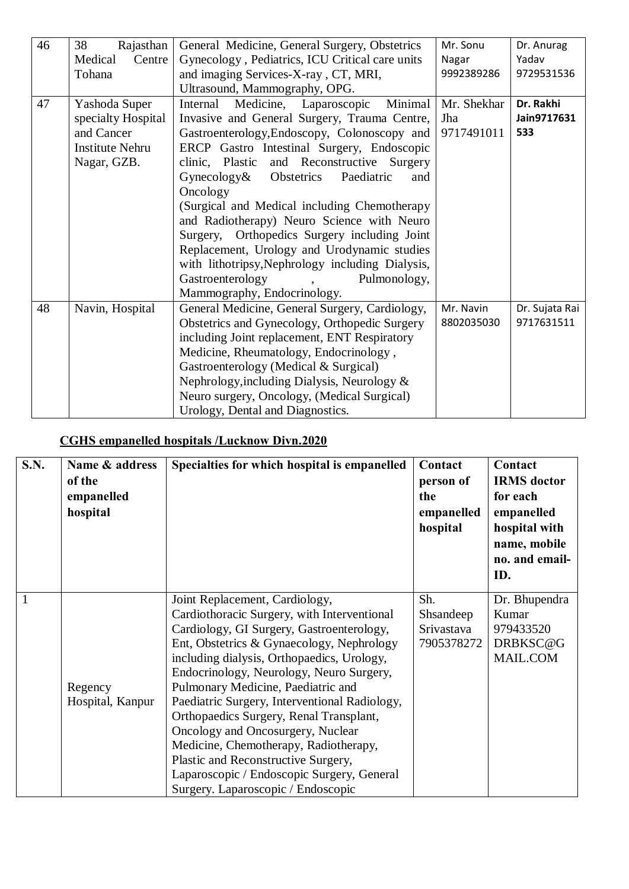| 46 | 38 Rajasthan Medical Centre Tohana | General Medicine, General Surgery, Obstetrics Gynecology , Pediatrics, ICU Critical care units and imaging Services-X-ray , CT, MRI, Ultrasound, Mammography, OPG. | Mr. Sonu Nagar 9992389286 | Dr. Anurag Yadav 9729531536 |
|---|---|---|---|---|
| 47 | Yashoda Super specialty Hospital and Cancer Institute Nehru Nagar, GZB. | Internal Medicine, Laparoscopic Minimal Invasive and General Surgery, Trauma Centre, Gastroenterology,Endoscopy, Colonoscopy and ERCP Gastro Intestinal Surgery, Endoscopic clinic, Plastic and Reconstructive Surgery Gynecology& Obstetrics Paediatric and Oncology (Surgical and Medical including Chemotherapy and Radiotherapy) Neuro Science with Neuro Surgery, Orthopedics Surgery including Joint Replacement, Urology and Urodynamic studies with lithotripsy,Nephrology including Dialysis, Gastroenterology , Pulmonology, Mammography, Endocrinology. | Mr. Shekhar Jha 9717491011 | **Dr. Rakhi Jain9717631533** |
| 48 | Navin, Hospital | General Medicine, General Surgery, Cardiology, Obstetrics and Gynecology, Orthopedic Surgery including Joint replacement, ENT Respiratory Medicine, Rheumatology, Endocrinology , Gastroenterology (Medical & Surgical) Nephrology,including Dialysis, Neurology & Neuro surgery, Oncology, (Medical Surgical) Urology, Dental and Diagnostics. | Mr. Navin 8802035030 | Dr. Sujata Rai 9717631511 |

**CGHS empanelled hospitals /Lucknow Divn.2020**

| S.N. | Name & address of the empanelled hospital | Specialties for which hospital is empanelled | Contact person of the empanelled hospital | Contact IRMS doctor for each empanelled hospital with name, mobile no. and email-ID. |
|---|---|---|---|---|
| 1 | Regency Hospital, Kanpur | Joint Replacement, Cardiology, Cardiothoracic Surgery, with Interventional Cardiology, GI Surgery, Gastroenterology, Ent, Obstetrics & Gynaecology, Nephrology including dialysis, Orthopaedics, Urology, Endocrinology, Neurology, Neuro Surgery, Pulmonary Medicine, Paediatric and Paediatric Surgery, Interventional Radiology, Orthopaedics Surgery, Renal Transplant, Oncology and Oncosurgery, Nuclear Medicine, Chemotherapy, Radiotherapy, Plastic and Reconstructive Surgery, Laparoscopic / Endoscopic Surgery, General Surgery. Laparoscopic / Endoscopic | Sh. Shsandeep Srivastava 7905378272 | Dr. Bhupendra Kumar 979433520 DRBKSC@GMAIL.COM |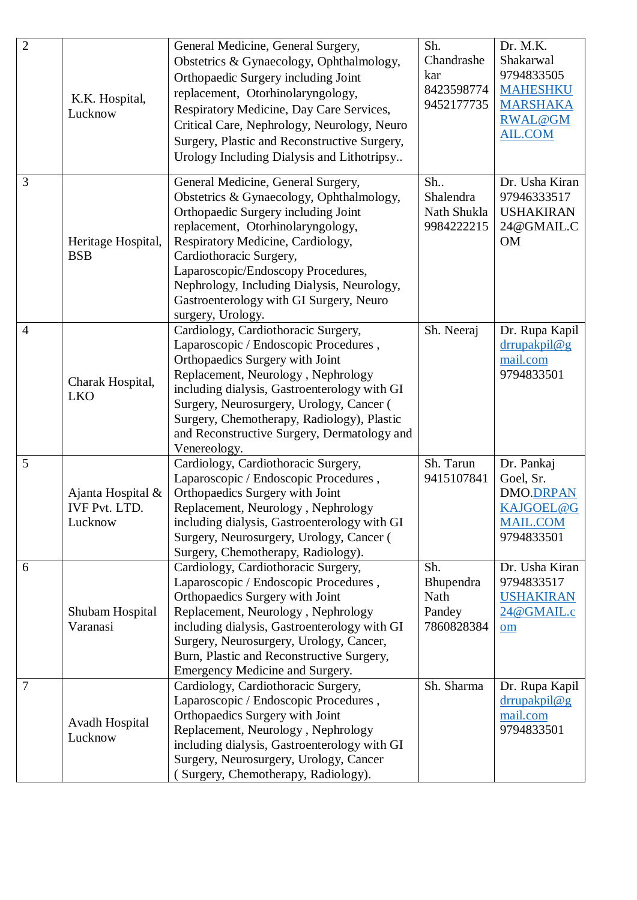| 2 | K.K. Hospital, Lucknow | General Medicine, General Surgery, Obstetrics & Gynaecology, Ophthalmology, Orthopaedic Surgery including Joint replacement, Otorhinolaryngology, Respiratory Medicine, Day Care Services, Critical Care, Nephrology, Neurology, Neuro Surgery, Plastic and Reconstructive Surgery, Urology Including Dialysis and Lithotripsy.. | Sh. Chandrashekar 8423598774 9452177735 | Dr. M.K. Shakarwal 9794833505 MAHESHKUMARSHAKARWAL@GMAIL.COM |
|---|---|---|---|---|
| 3 | Heritage Hospital, BSB | General Medicine, General Surgery, Obstetrics & Gynaecology, Ophthalmology, Orthopaedic Surgery including Joint replacement, Otorhinolaryngology, Respiratory Medicine, Cardiology, Cardiothoracic Surgery, Laparoscopic/Endoscopy Procedures, Nephrology, Including Dialysis, Neurology, Gastroenterology with GI Surgery, Neuro surgery, Urology. | Sh.. Shalendra Nath Shukla 9984222215 | Dr. Usha Kiran 97946333517 USHAKIRAN24@GMAIL.COM |
| 4 | Charak Hospital, LKO | Cardiology, Cardiothoracic Surgery, Laparoscopic / Endoscopic Procedures , Orthopaedics Surgery with Joint Replacement, Neurology , Nephrology including dialysis, Gastroenterology with GI Surgery, Neurosurgery, Urology, Cancer ( Surgery, Chemotherapy, Radiology), Plastic and Reconstructive Surgery, Dermatology and Venereology. | Sh. Neeraj | Dr. Rupa Kapil drrupakpil@gmail.com 9794833501 |
| 5 | Ajanta Hospital & IVF Pvt. LTD. Lucknow | Cardiology, Cardiothoracic Surgery, Laparoscopic / Endoscopic Procedures , Orthopaedics Surgery with Joint Replacement, Neurology , Nephrology including dialysis, Gastroenterology with GI Surgery, Neurosurgery, Urology, Cancer ( Surgery, Chemotherapy, Radiology). | Sh. Tarun 9415107841 | Dr. Pankaj Goel, Sr. DMO.DRPANKAJGOEL@GMAIL.COM 9794833501 |
| 6 | Shubam Hospital Varanasi | Cardiology, Cardiothoracic Surgery, Laparoscopic / Endoscopic Procedures , Orthopaedics Surgery with Joint Replacement, Neurology , Nephrology including dialysis, Gastroenterology with GI Surgery, Neurosurgery, Urology, Cancer, Burn, Plastic and Reconstructive Surgery, Emergency Medicine and Surgery. | Sh. Bhupendra Nath Pandey 7860828384 | Dr. Usha Kiran 9794833517 USHAKIRAN24@GMAIL.com |
| 7 | Avadh Hospital Lucknow | Cardiology, Cardiothoracic Surgery, Laparoscopic / Endoscopic Procedures , Orthopaedics Surgery with Joint Replacement, Neurology , Nephrology including dialysis, Gastroenterology with GI Surgery, Neurosurgery, Urology, Cancer ( Surgery, Chemotherapy, Radiology). | Sh. Sharma | Dr. Rupa Kapil drrupakpil@gmail.com 9794833501 |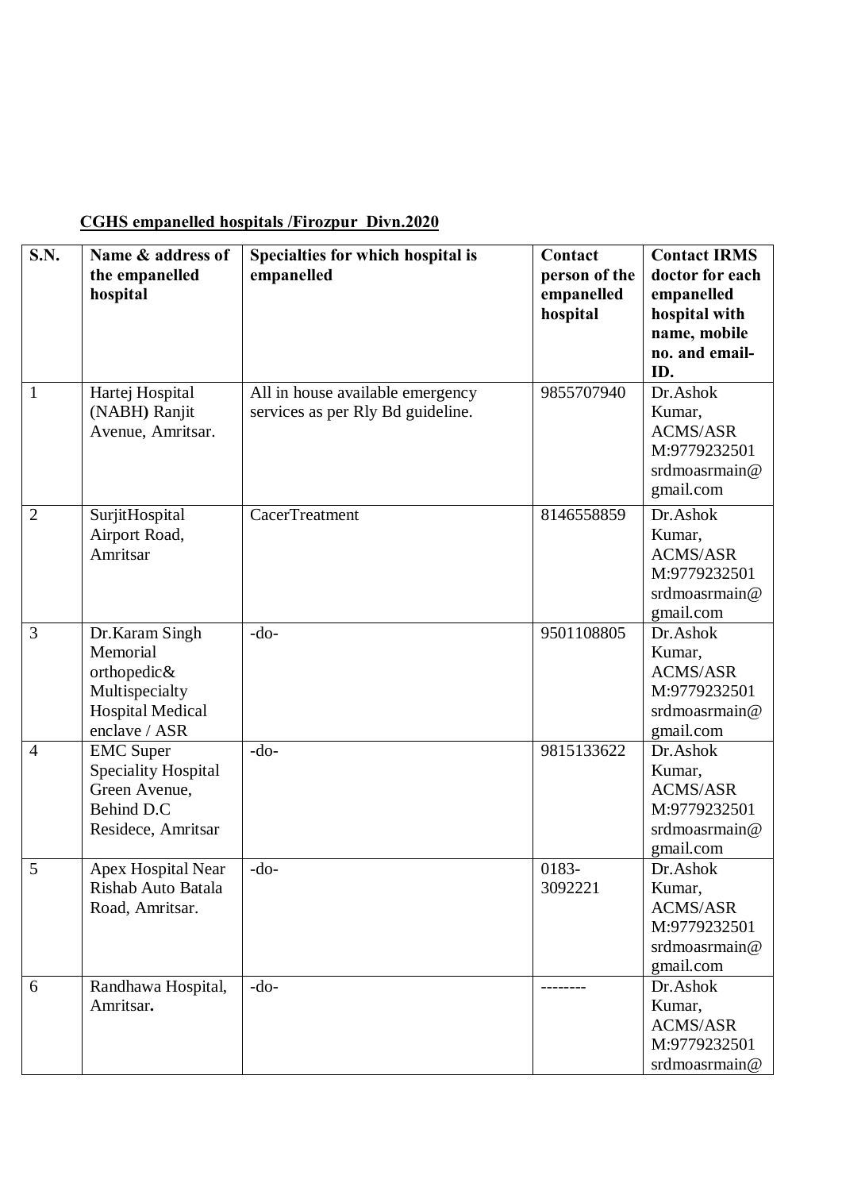**CGHS empanelled hospitals /Firozpur Divn.2020**

| S.N. | Name & address of the empanelled hospital | Specialties for which hospital is empanelled | Contact person of the empanelled hospital | Contact IRMS doctor for each empanelled hospital with name, mobile no. and email-ID. |
|---|---|---|---|---|
| 1 | Hartej Hospital (NABH) Ranjit Avenue, Amritsar. | All in house available emergency services as per Rly Bd guideline. | 9855707940 | Dr.Ashok Kumar, ACMS/ASR M:9779232501 srdmoasrmain@gmail.com |
| 2 | SurjitHospital Airport Road, Amritsar | CacerTreatment | 8146558859 | Dr.Ashok Kumar, ACMS/ASR M:9779232501 srdmoasrmain@gmail.com |
| 3 | Dr.Karam Singh Memorial orthopedic& Multispecialty Hospital Medical enclave / ASR | -do- | 9501108805 | Dr.Ashok Kumar, ACMS/ASR M:9779232501 srdmoasrmain@gmail.com |
| 4 | EMC Super Speciality Hospital Green Avenue, Behind D.C Residece, Amritsar | -do- | 9815133622 | Dr.Ashok Kumar, ACMS/ASR M:9779232501 srdmoasrmain@gmail.com |
| 5 | Apex Hospital Near Rishab Auto Batala Road, Amritsar. | -do- | 0183-3092221 | Dr.Ashok Kumar, ACMS/ASR M:9779232501 srdmoasrmain@gmail.com |
| 6 | Randhawa Hospital, Amritsar. | -do- | -------- | Dr.Ashok Kumar, ACMS/ASR M:9779232501 srdmoasrmain@ |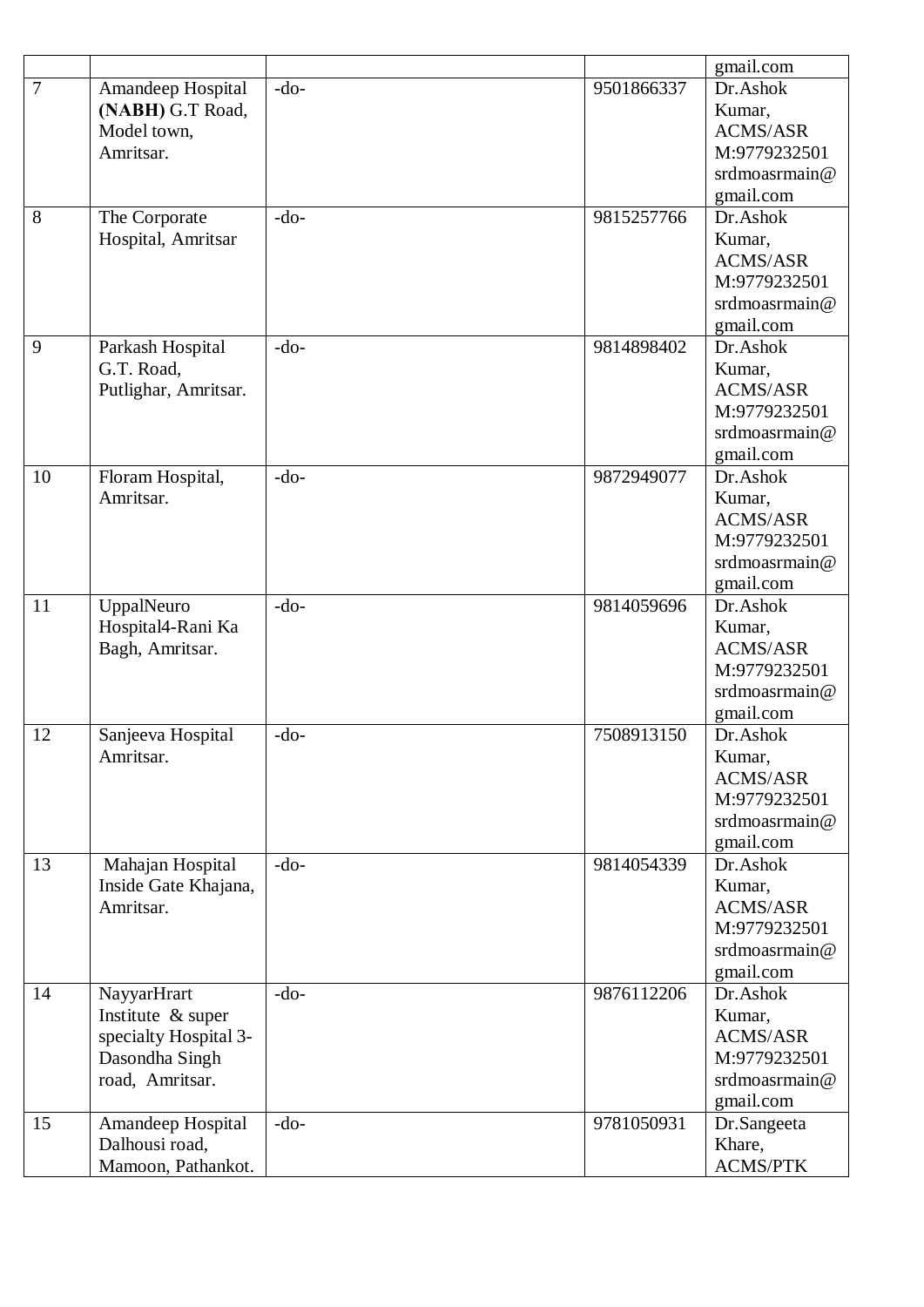| | | | | gmail.com |
|---|---|---|---|---|
| 7 | Amandeep Hospital **(NABH)** G.T Road, Model town, Amritsar. | -do- | 9501866337 | Dr.Ashok Kumar, ACMS/ASR M:9779232501 srdmoasrmain@ gmail.com |
| 8 | The Corporate Hospital, Amritsar | -do- | 9815257766 | Dr.Ashok Kumar, ACMS/ASR M:9779232501 srdmoasrmain@ gmail.com |
| 9 | Parkash Hospital G.T. Road, Putlighar, Amritsar. | -do- | 9814898402 | Dr.Ashok Kumar, ACMS/ASR M:9779232501 srdmoasrmain@ gmail.com |
| 10 | Floram Hospital, Amritsar. | -do- | 9872949077 | Dr.Ashok Kumar, ACMS/ASR M:9779232501 srdmoasrmain@ gmail.com |
| 11 | UppalNeuro Hospital4-Rani Ka Bagh, Amritsar. | -do- | 9814059696 | Dr.Ashok Kumar, ACMS/ASR M:9779232501 srdmoasrmain@ gmail.com |
| 12 | Sanjeeva Hospital Amritsar. | -do- | 7508913150 | Dr.Ashok Kumar, ACMS/ASR M:9779232501 srdmoasrmain@ gmail.com |
| 13 | Mahajan Hospital Inside Gate Khajana, Amritsar. | -do- | 9814054339 | Dr.Ashok Kumar, ACMS/ASR M:9779232501 srdmoasrmain@ gmail.com |
| 14 | NayyarHrart Institute & super specialty Hospital 3-Dasondha Singh road, Amritsar. | -do- | 9876112206 | Dr.Ashok Kumar, ACMS/ASR M:9779232501 srdmoasrmain@ gmail.com |
| 15 | Amandeep Hospital Dalhousi road, Mamoon, Pathankot. | -do- | 9781050931 | Dr.Sangeeta Khare, ACMS/PTK |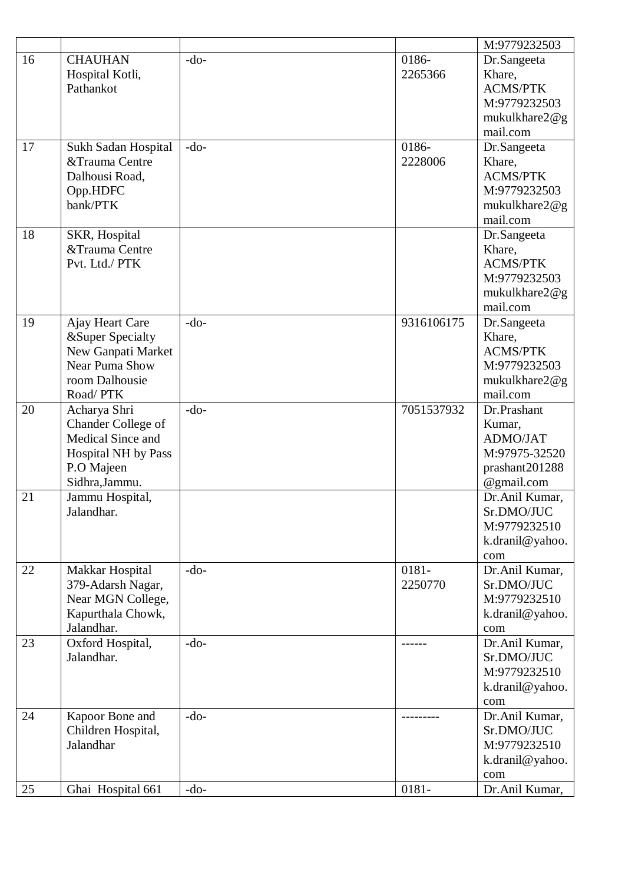| | | | | M:9779232503 |
|---|---|---|---|---|
| 16 | CHAUHAN Hospital Kotli, Pathankot | -do- | 0186-2265366 | Dr.Sangeeta Khare, ACMS/PTK M:9779232503 mukulkhare2@gmail.com |
| 17 | Sukh Sadan Hospital &Trauma Centre Dalhousi Road, Opp.HDFC bank/PTK | -do- | 0186-2228006 | Dr.Sangeeta Khare, ACMS/PTK M:9779232503 mukulkhare2@gmail.com |
| 18 | SKR, Hospital &Trauma Centre Pvt. Ltd./ PTK | | | Dr.Sangeeta Khare, ACMS/PTK M:9779232503 mukulkhare2@gmail.com |
| 19 | Ajay Heart Care &Super Specialty New Ganpati Market Near Puma Show room Dalhousie Road/ PTK | -do- | 9316106175 | Dr.Sangeeta Khare, ACMS/PTK M:9779232503 mukulkhare2@gmail.com |
| 20 | Acharya Shri Chander College of Medical Since and Hospital NH by Pass P.O Majeen Sidhra,Jammu. | -do- | 7051537932 | Dr.Prashant Kumar, ADMO/JAT M:97975-32520 prashant201288@gmail.com |
| 21 | Jammu Hospital, Jalandhar. | | | Dr.Anil Kumar, Sr.DMO/JUC M:9779232510 k.dranil@yahoo.com |
| 22 | Makkar Hospital 379-Adarsh Nagar, Near MGN College, Kapurthala Chowk, Jalandhar. | -do- | 0181-2250770 | Dr.Anil Kumar, Sr.DMO/JUC M:9779232510 k.dranil@yahoo.com |
| 23 | Oxford Hospital, Jalandhar. | -do- | ------ | Dr.Anil Kumar, Sr.DMO/JUC M:9779232510 k.dranil@yahoo.com |
| 24 | Kapoor Bone and Children Hospital, Jalandhar | -do- | --------- | Dr.Anil Kumar, Sr.DMO/JUC M:9779232510 k.dranil@yahoo.com |
| 25 | Ghai Hospital 661 | -do- | 0181- | Dr.Anil Kumar, |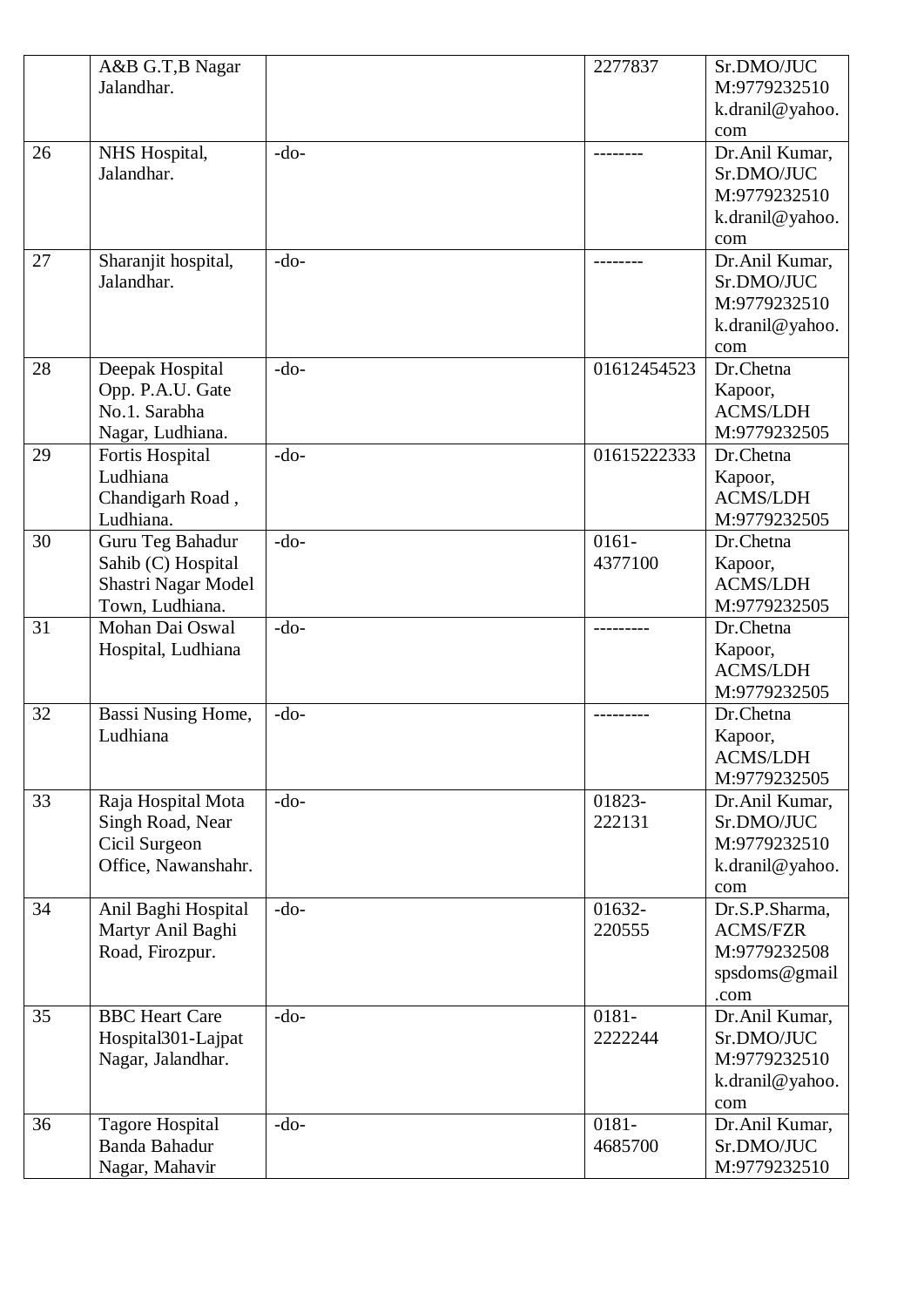|  | A&B G.T,B Nagar Jalandhar. |  | 2277837 | Sr.DMO/JUC M:9779232510 k.dranil@yahoo.com |
|---|---|---|---|---|
| 26 | NHS Hospital, Jalandhar. | -do- | -------- | Dr.Anil Kumar, Sr.DMO/JUC M:9779232510 k.dranil@yahoo.com |
| 27 | Sharanjit hospital, Jalandhar. | -do- | -------- | Dr.Anil Kumar, Sr.DMO/JUC M:9779232510 k.dranil@yahoo.com |
| 28 | Deepak Hospital Opp. P.A.U. Gate No.1. Sarabha Nagar, Ludhiana. | -do- | 01612454523 | Dr.Chetna Kapoor, ACMS/LDH M:9779232505 |
| 29 | Fortis Hospital Ludhiana Chandigarh Road , Ludhiana. | -do- | 01615222333 | Dr.Chetna Kapoor, ACMS/LDH M:9779232505 |
| 30 | Guru Teg Bahadur Sahib (C) Hospital Shastri Nagar Model Town, Ludhiana. | -do- | 0161-4377100 | Dr.Chetna Kapoor, ACMS/LDH M:9779232505 |
| 31 | Mohan Dai Oswal Hospital, Ludhiana | -do- | --------- | Dr.Chetna Kapoor, ACMS/LDH M:9779232505 |
| 32 | Bassi Nusing Home, Ludhiana | -do- | --------- | Dr.Chetna Kapoor, ACMS/LDH M:9779232505 |
| 33 | Raja Hospital Mota Singh Road, Near Cicil Surgeon Office, Nawanshahr. | -do- | 01823-222131 | Dr.Anil Kumar, Sr.DMO/JUC M:9779232510 k.dranil@yahoo.com |
| 34 | Anil Baghi Hospital Martyr Anil Baghi Road, Firozpur. | -do- | 01632-220555 | Dr.S.P.Sharma, ACMS/FZR M:9779232508 spsdoms@gmail.com |
| 35 | BBC Heart Care Hospital301-Lajpat Nagar, Jalandhar. | -do- | 0181-2222244 | Dr.Anil Kumar, Sr.DMO/JUC M:9779232510 k.dranil@yahoo.com |
| 36 | Tagore Hospital Banda Bahadur Nagar, Mahavir | -do- | 0181-4685700 | Dr.Anil Kumar, Sr.DMO/JUC M:9779232510 |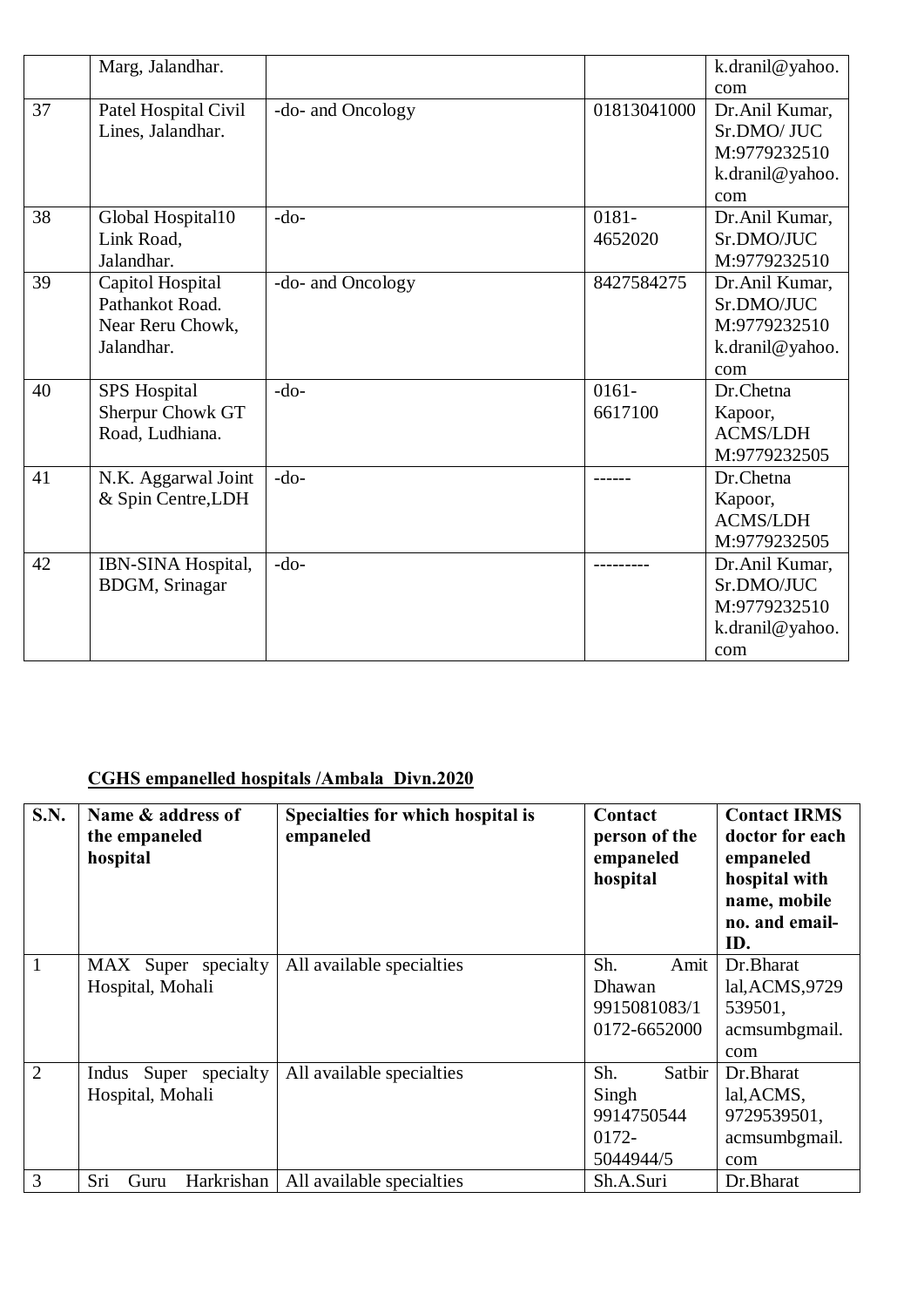| | Marg, Jalandhar. | | | k.dranil@yahoo.com |
|---|---|---|---|---|
| 37 | Patel Hospital Civil Lines, Jalandhar. | -do- and Oncology | 01813041000 | Dr.Anil Kumar, Sr.DMO/ JUC M:9779232510 k.dranil@yahoo.com |
| 38 | Global Hospital10 Link Road, Jalandhar. | -do- | 0181-4652020 | Dr.Anil Kumar, Sr.DMO/JUC M:9779232510 |
| 39 | Capitol Hospital Pathankot Road. Near Reru Chowk, Jalandhar. | -do- and Oncology | 8427584275 | Dr.Anil Kumar, Sr.DMO/JUC M:9779232510 k.dranil@yahoo.com |
| 40 | SPS Hospital Sherpur Chowk GT Road, Ludhiana. | -do- | 0161-6617100 | Dr.Chetna Kapoor, ACMS/LDH M:9779232505 |
| 41 | N.K. Aggarwal Joint & Spin Centre,LDH | -do- | ------ | Dr.Chetna Kapoor, ACMS/LDH M:9779232505 |
| 42 | IBN-SINA Hospital, BDGM, Srinagar | -do- | --------- | Dr.Anil Kumar, Sr.DMO/JUC M:9779232510 k.dranil@yahoo.com |

**CGHS empanelled hospitals /Ambala Divn.2020**

| S.N. | Name & address of the empaneled hospital | Specialties for which hospital is empaneled | Contact person of the empaneled hospital | Contact IRMS doctor for each empaneled hospital with name, mobile no. and email-ID. |
|---|---|---|---|---|
| 1 | MAX Super specialty Hospital, Mohali | All available specialties | Sh. Amit Dhawan 9915081083/1 0172-6652000 | Dr.Bharat lal,ACMS,9729539501, acmsumbgmail.com |
| 2 | Indus Super specialty Hospital, Mohali | All available specialties | Sh. Satbir Singh 9914750544 0172-5044944/5 | Dr.Bharat lal,ACMS, 9729539501, acmsumbgmail.com |
| 3 | Sri Guru Harkrishan | All available specialties | Sh.A.Suri | Dr.Bharat |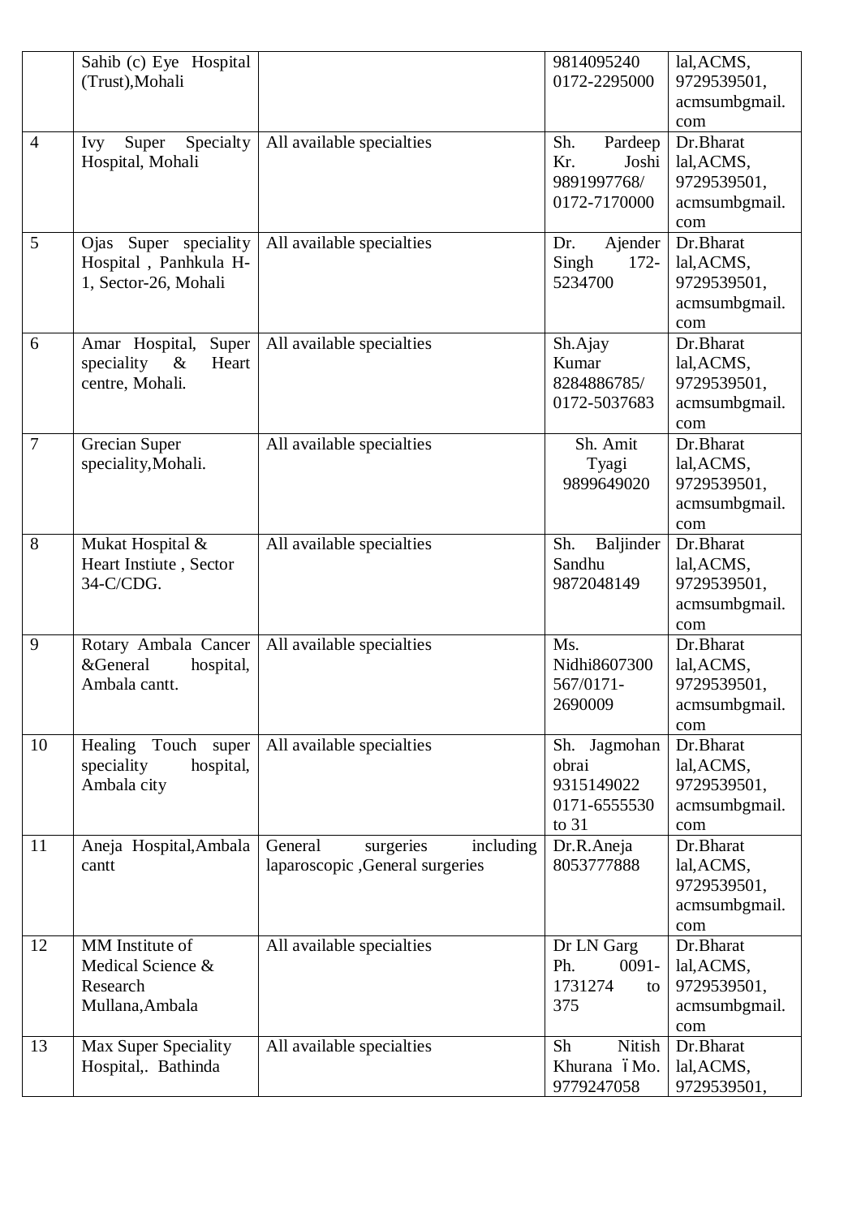| | | | | |
|---|---|---|---|---|
| | Sahib (c) Eye Hospital (Trust),Mohali | | 9814095240 0172-2295000 | lal,ACMS, 9729539501, acmsumbgmail. com |
| 4 | Ivy Super Specialty Hospital, Mohali | All available specialties | Sh. Pardeep Kr. Joshi 9891997768/ 0172-7170000 | Dr.Bharat lal,ACMS, 9729539501, acmsumbgmail. com |
| 5 | Ojas Super speciality Hospital , Panhkula H-1, Sector-26, Mohali | All available specialties | Dr. Ajender Singh 172-5234700 | Dr.Bharat lal,ACMS, 9729539501, acmsumbgmail. com |
| 6 | Amar Hospital, Super speciality & Heart centre, Mohali. | All available specialties | Sh.Ajay Kumar 8284886785/ 0172-5037683 | Dr.Bharat lal,ACMS, 9729539501, acmsumbgmail. com |
| 7 | Grecian Super speciality,Mohali. | All available specialties | Sh. Amit Tyagi 9899649020 | Dr.Bharat lal,ACMS, 9729539501, acmsumbgmail. com |
| 8 | Mukat Hospital & Heart Instiute , Sector 34-C/CDG. | All available specialties | Sh. Baljinder Sandhu 9872048149 | Dr.Bharat lal,ACMS, 9729539501, acmsumbgmail. com |
| 9 | Rotary Ambala Cancer &General hospital, Ambala cantt. | All available specialties | Ms. Nidhi8607300 567/0171-2690009 | Dr.Bharat lal,ACMS, 9729539501, acmsumbgmail. com |
| 10 | Healing Touch super speciality hospital, Ambala city | All available specialties | Sh. Jagmohan obrai 9315149022 0171-6555530 to 31 | Dr.Bharat lal,ACMS, 9729539501, acmsumbgmail. com |
| 11 | Aneja Hospital,Ambala cantt | General surgeries including laparoscopic ,General surgeries | Dr.R.Aneja 8053777888 | Dr.Bharat lal,ACMS, 9729539501, acmsumbgmail. com |
| 12 | MM Institute of Medical Science & Research Mullana,Ambala | All available specialties | Dr LN Garg Ph. 0091-1731274 to 375 | Dr.Bharat lal,ACMS, 9729539501, acmsumbgmail. com |
| 13 | Max Super Speciality Hospital,. Bathinda | All available specialties | Sh Nitish Khurana –Mo. 9779247058 | Dr.Bharat lal,ACMS, 9729539501, |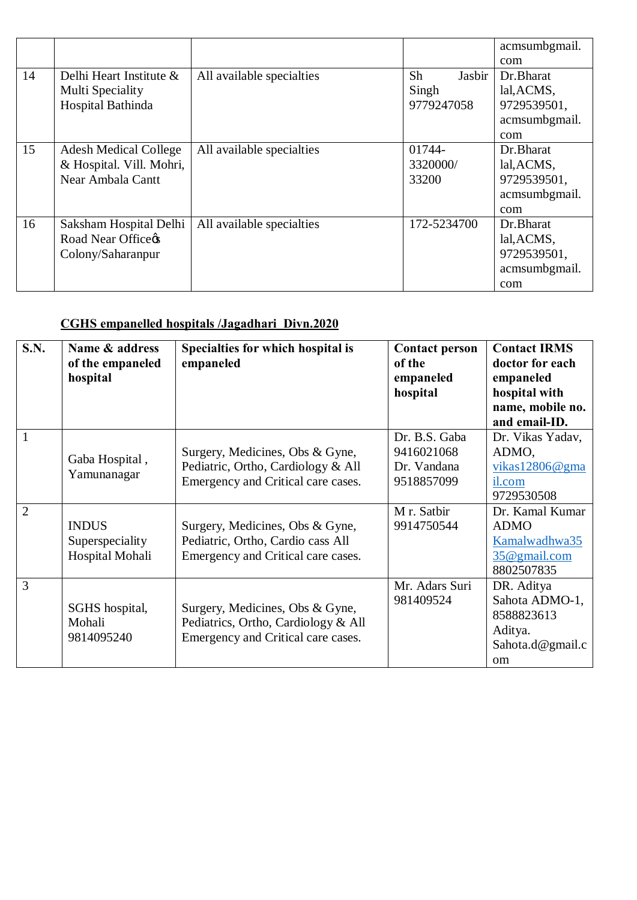| | | | | |
|---|---|---|---|---|
| | | | | acmsumbgmail.com |
| 14 | Delhi Heart Institute & Multi Speciality Hospital Bathinda | All available specialties | Sh Jasbir Singh 9779247058 | Dr.Bharat lal,ACMS, 9729539501, acmsumbgmail.com |
| 15 | Adesh Medical College & Hospital. Vill. Mohri, Near Ambala Cantt | All available specialties | 01744-3320000/ 33200 | Dr.Bharat lal,ACMS, 9729539501, acmsumbgmail.com |
| 16 | Saksham Hospital Delhi Road Near Office's Colony/Saharanpur | All available specialties | 172-5234700 | Dr.Bharat lal,ACMS, 9729539501, acmsumbgmail.com |

**<u>CGHS empanelled hospitals /Jagadhari Divn.2020</u>**

| S.N. | Name & address of the empaneled hospital | Specialties for which hospital is empaneled | Contact person of the empaneled hospital | Contact IRMS doctor for each empaneled hospital with name, mobile no. and email-ID. |
|---|---|---|---|---|
| 1 | Gaba Hospital , Yamunanagar | Surgery, Medicines, Obs & Gyne, Pediatric, Ortho, Cardiology & All Emergency and Critical care cases. | Dr. B.S. Gaba 9416021068 Dr. Vandana 9518857099 | Dr. Vikas Yadav, ADMO, vikas12806@gmail.com 9729530508 |
| 2 | INDUS Superspeciality Hospital Mohali | Surgery, Medicines, Obs & Gyne, Pediatric, Ortho, Cardio cass All Emergency and Critical care cases. | M r. Satbir 9914750544 | Dr. Kamal Kumar ADMO Kamalwadhwa3535@gmail.com 8802507835 |
| 3 | SGHS hospital, Mohali 9814095240 | Surgery, Medicines, Obs & Gyne, Pediatrics, Ortho, Cardiology & All Emergency and Critical care cases. | Mr. Adars Suri 981409524 | DR. Aditya Sahota ADMO-1, 8588823613 Aditya. Sahota.d@gmail.com |